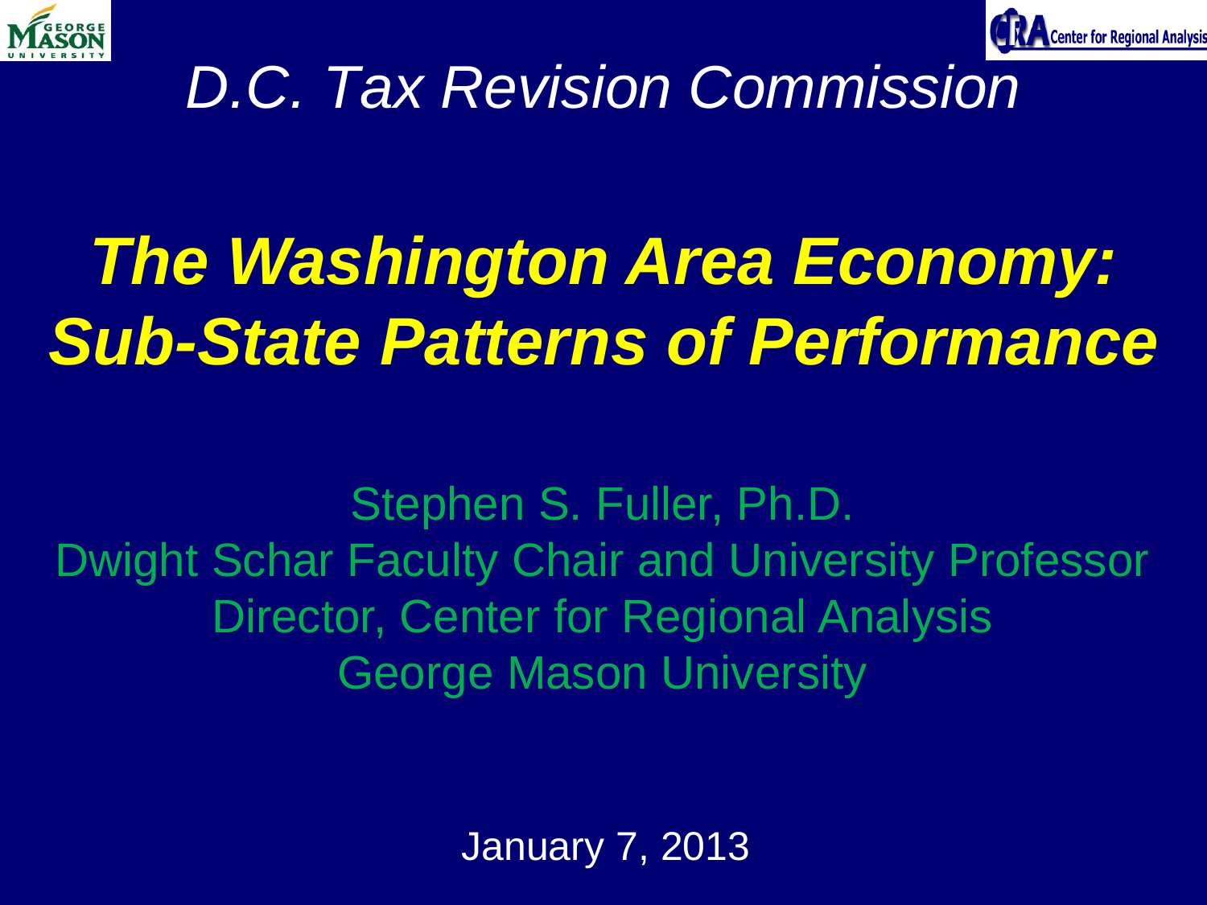*D.C. Tax Revision Commission*

# *The Washington Area Economy: Sub-State Patterns of Performance*

Stephen S. Fuller, Ph.D.
Dwight Schar Faculty Chair and University Professor
Director, Center for Regional Analysis
George Mason University

January 7, 2013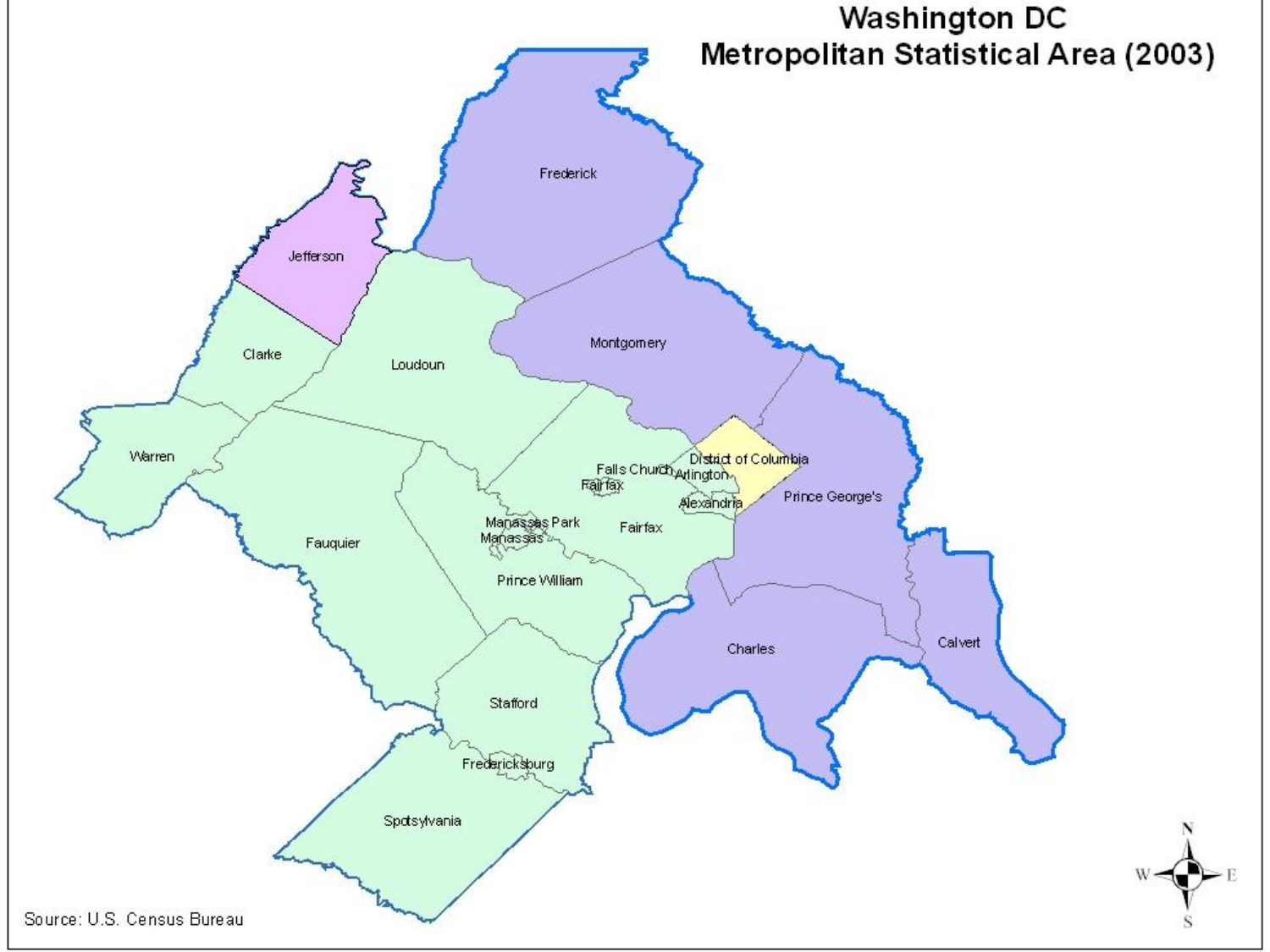# Washington DC Metropolitan Statistical Area (2003)

Frederick

Jefferson

Montgomery

Clarke

Loudoun

Warren

District of Columbia

Falls Church

Arlington

Fairfax

Alexandria

Prince George's

Manassas Park

Manassas

Fairfax

Fauquier

Prince William

Charles

Calvert

Stafford

Fredericksburg

Spotsylvania

Source: U.S. Census Bureau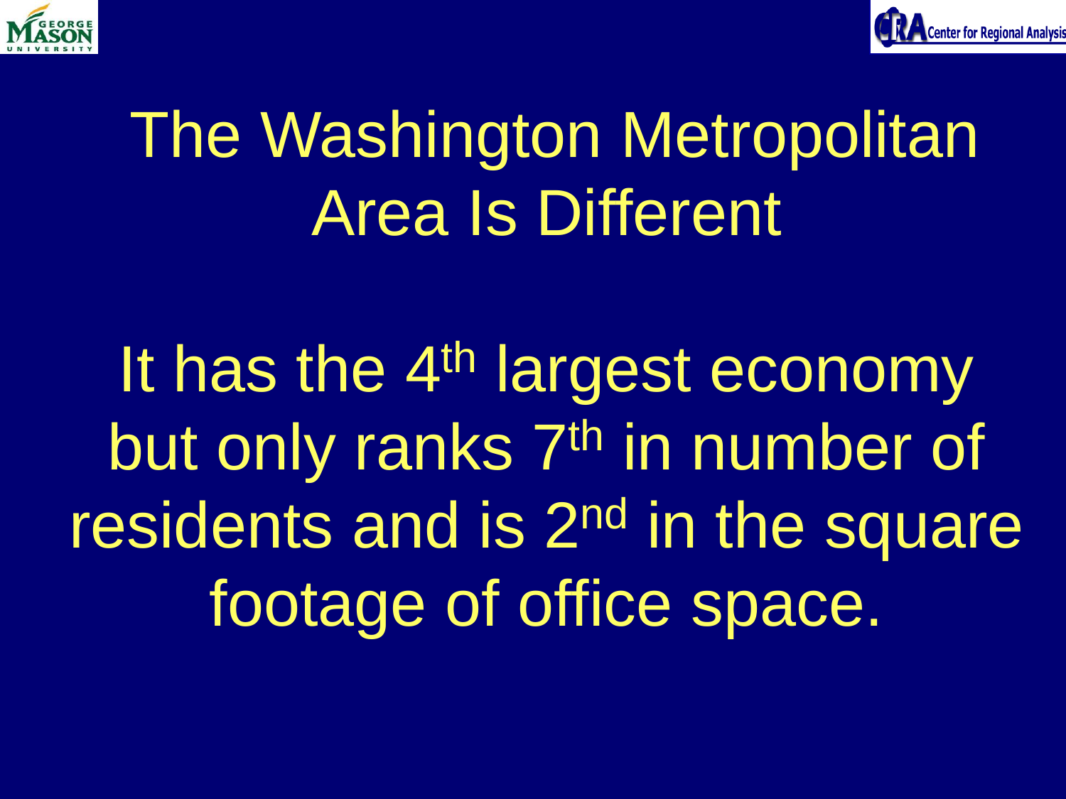# The Washington Metropolitan Area Is Different

It has the 4th largest economy but only ranks 7th in number of residents and is 2nd in the square footage of office space.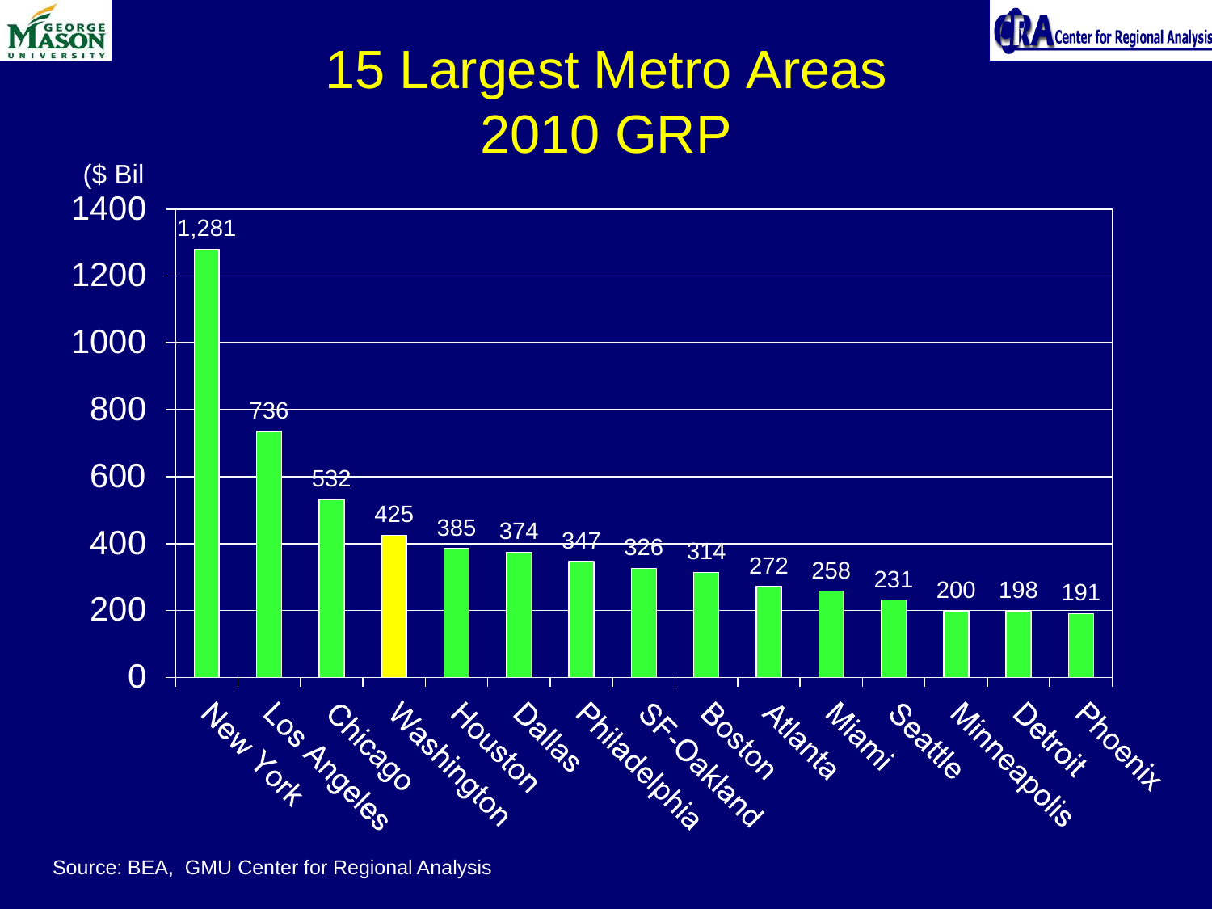# 15 Largest Metro Areas 2010 GRP

($ Bil)

| Metro Area | 2010 GRP ($ Bil) |
|---|---|
| New York | 1,281 |
| Los Angeles | 736 |
| Chicago | 532 |
| Washington | 425 |
| Houston | 385 |
| Dallas | 374 |
| Philadelphia | 347 |
| SF-Oakland | 326 |
| Boston | 314 |
| Atlanta | 272 |
| Miami | 258 |
| Seattle | 231 |
| Minneapolis | 200 |
| Detroit | 198 |
| Phoenix | 191 |

Source: BEA, GMU Center for Regional Analysis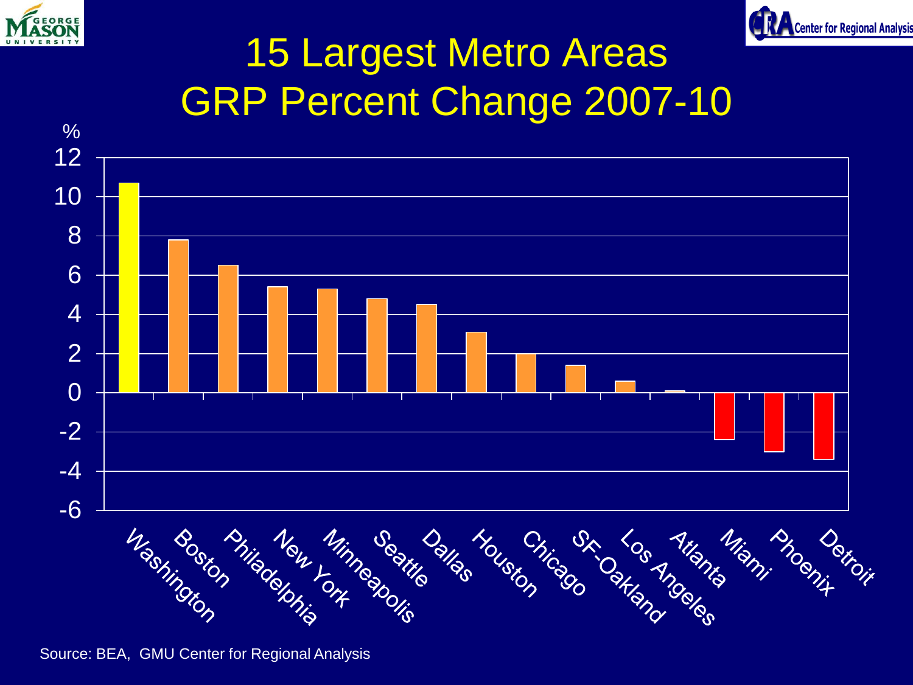# 15 Largest Metro Areas GRP Percent Change 2007-10

| Metro Area | % |
|---|---|
| Washington | 10.7 |
| Boston | 7.8 |
| Philadelphia | 6.5 |
| New York | 5.4 |
| Minneapolis | 5.3 |
| Seattle | 4.8 |
| Dallas | 4.5 |
| Houston | 3.1 |
| Chicago | 2.0 |
| SF-Oakland | 1.4 |
| Los Angeles | 0.6 |
| Atlanta | 0.1 |
| Miami | -2.4 |
| Phoenix | -3.0 |
| Detroit | -3.4 |

Source: BEA, GMU Center for Regional Analysis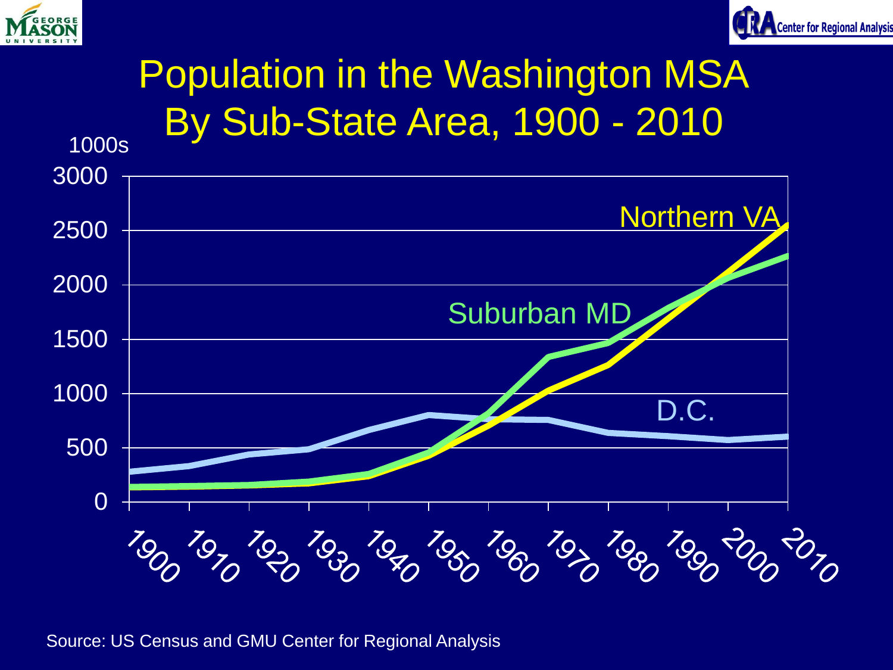# Population in the Washington MSA By Sub-State Area, 1900 - 2010

1000s

3000
2500
2000
1500
1000
500
0

Northern VA

Suburban MD

D.C.

1900 1910 1920 1930 1940 1950 1960 1970 1980 1990 2000 2010

Source: US Census and GMU Center for Regional Analysis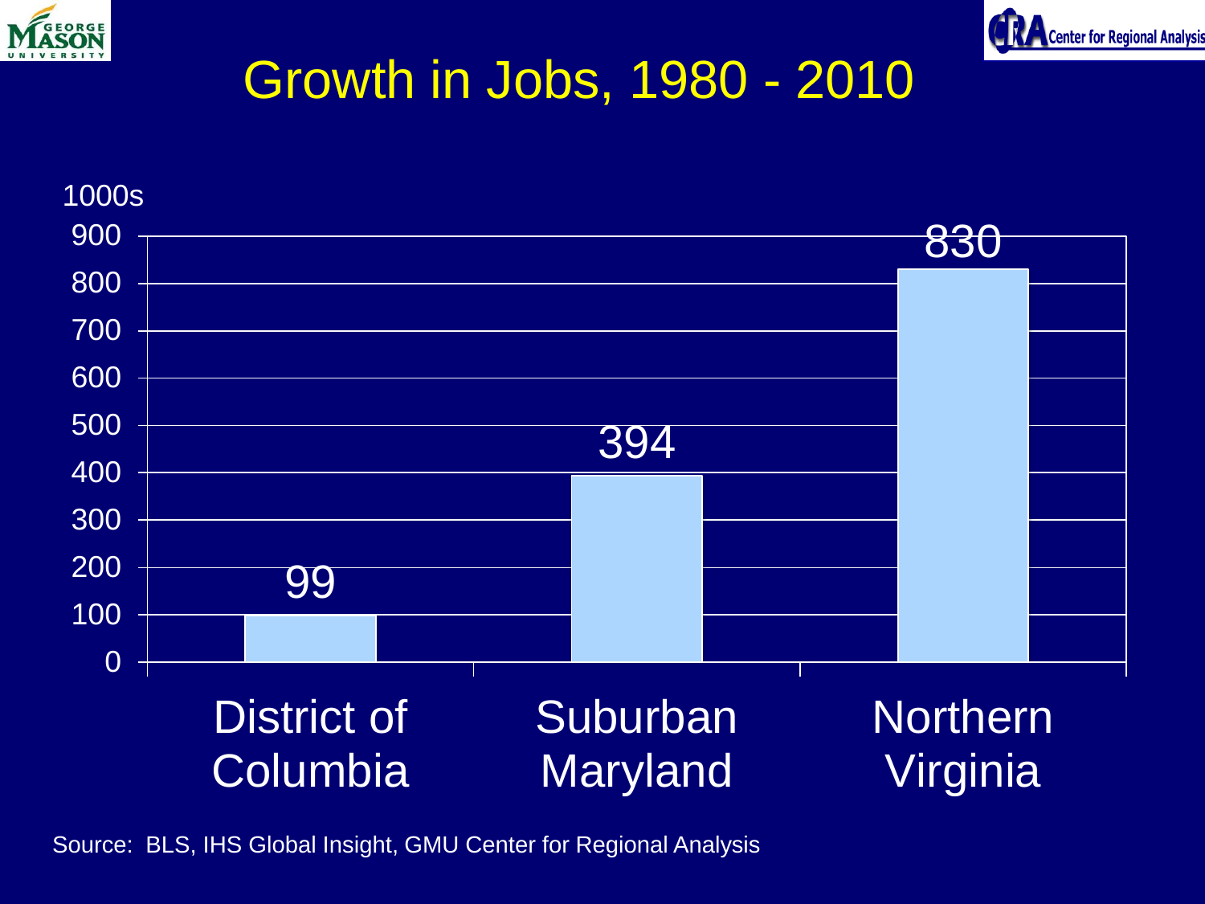# Growth in Jobs, 1980 - 2010

1000s

| | District of Columbia | Suburban Maryland | Northern Virginia |
|---|---|---|---|
| Growth in Jobs (1000s) | 99 | 394 | 830 |

Source: BLS, IHS Global Insight, GMU Center for Regional Analysis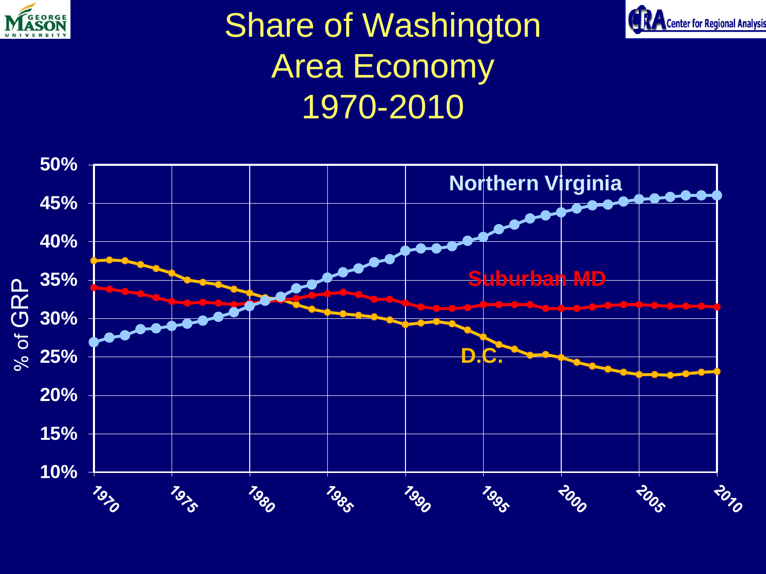# Share of Washington Area Economy 1970-2010

% of GRP

Northern Virginia

Suburban MD

D.C.

50%
45%
40%
35%
30%
25%
20%
15%
10%

1970 1975 1980 1985 1990 1995 2000 2005 2010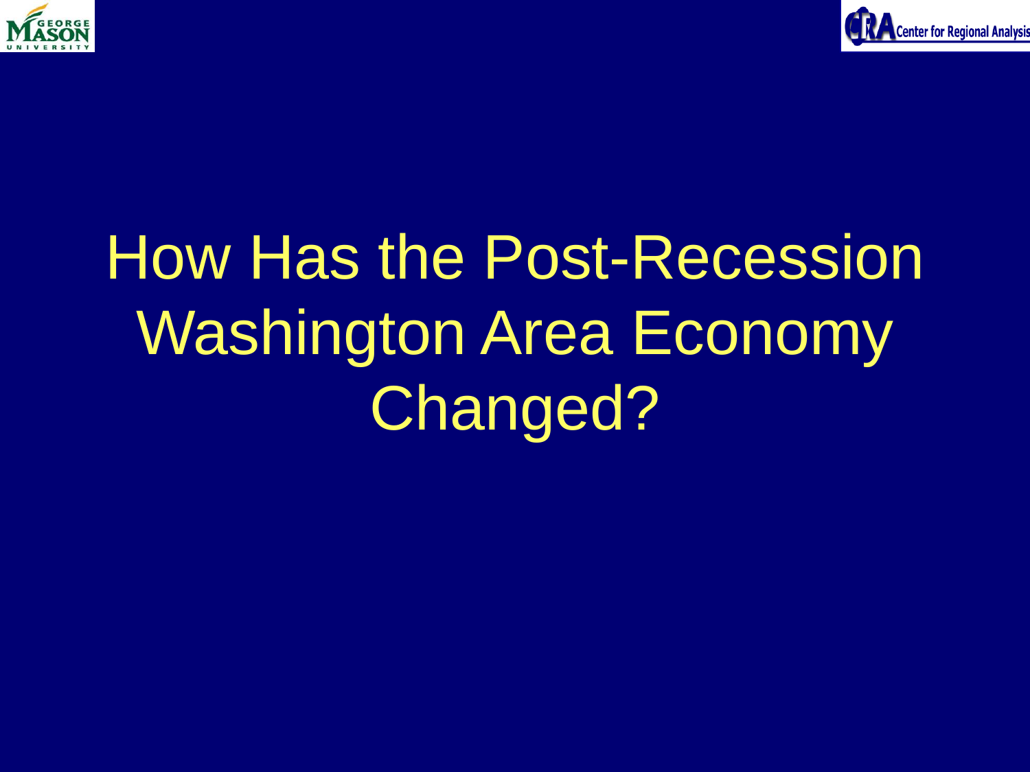# How Has the Post-Recession Washington Area Economy Changed?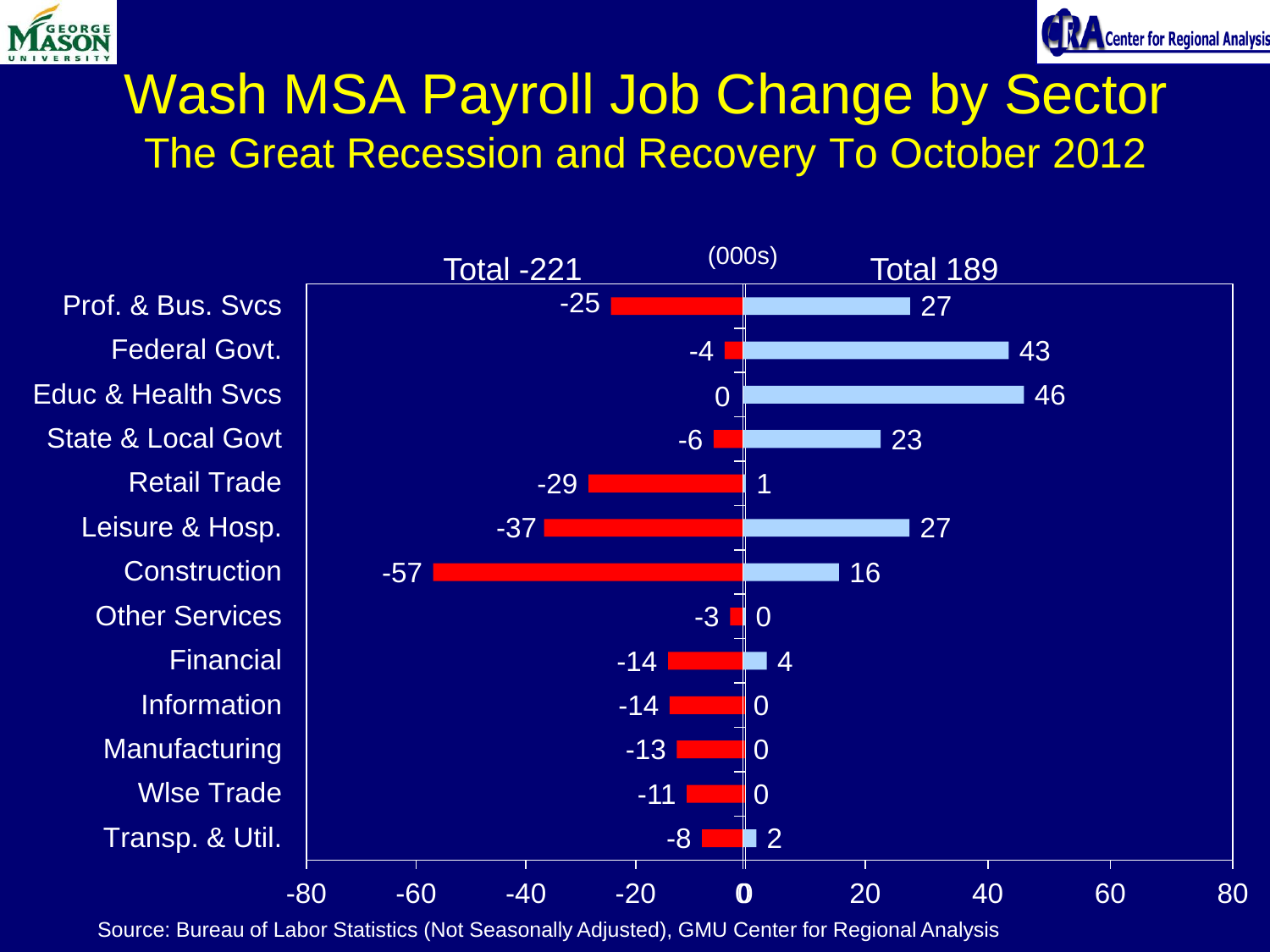# Wash MSA Payroll Job Change by Sector

## The Great Recession and Recovery To October 2012

(000s)

| Sector | Recession (Total -221) | Recovery (Total 189) |
|---|---|---|
| Prof. & Bus. Svcs | -25 | 27 |
| Federal Govt. | -4 | 43 |
| Educ & Health Svcs | 0 | 46 |
| State & Local Govt | -6 | 23 |
| Retail Trade | -29 | 1 |
| Leisure & Hosp. | -37 | 27 |
| Construction | -57 | 16 |
| Other Services | -3 | 0 |
| Financial | -14 | 4 |
| Information | -14 | 0 |
| Manufacturing | -13 | 0 |
| Wlse Trade | -11 | 0 |
| Transp. & Util. | -8 | 2 |

Source: Bureau of Labor Statistics (Not Seasonally Adjusted), GMU Center for Regional Analysis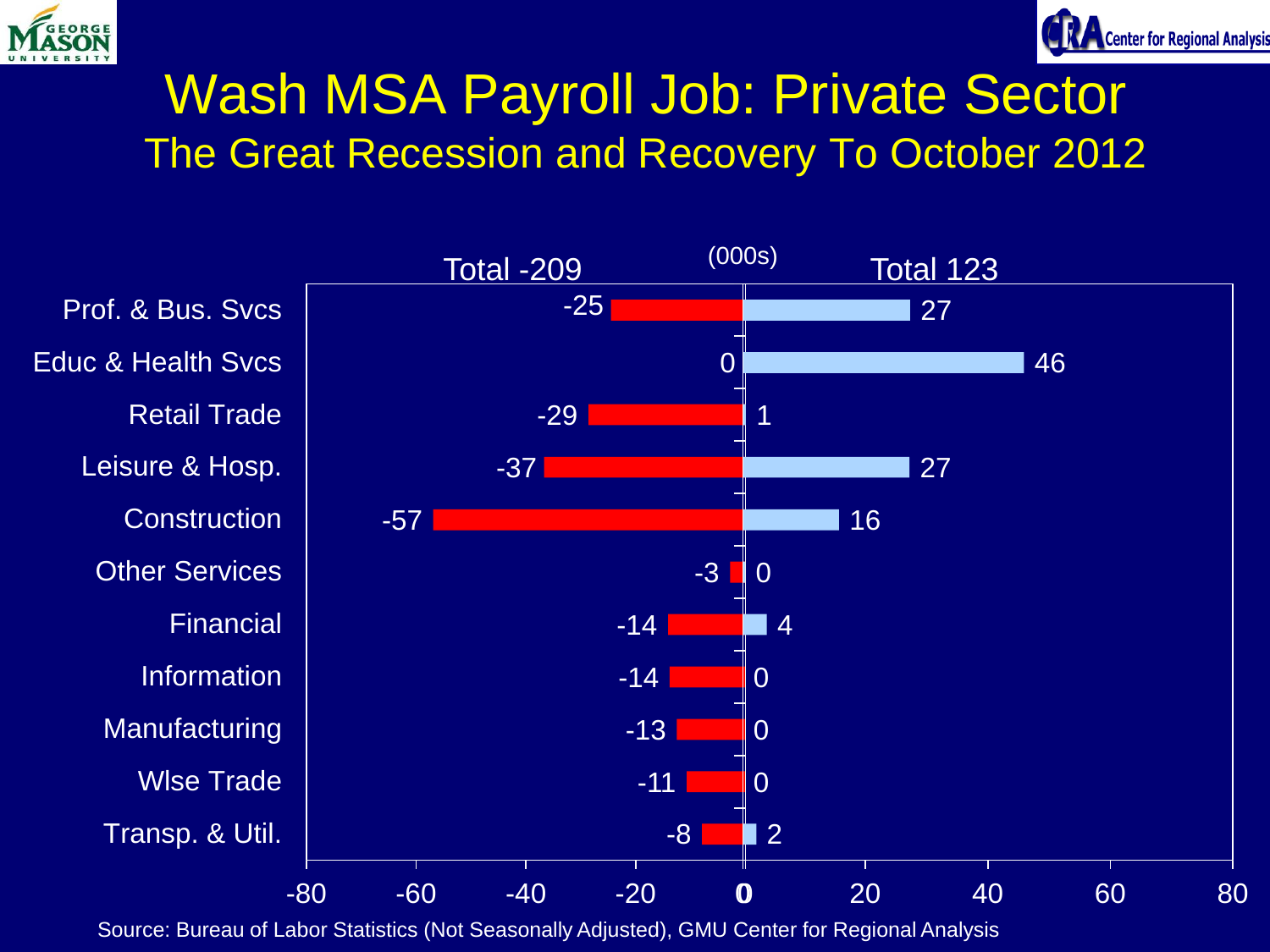# Wash MSA Payroll Job: Private Sector

## The Great Recession and Recovery To October 2012

(000s)

| Sector | Recession (Total -209) | Recovery (Total 123) |
|---|---|---|
| Prof. & Bus. Svcs | -25 | 27 |
| Educ & Health Svcs | 0 | 46 |
| Retail Trade | -29 | 1 |
| Leisure & Hosp. | -37 | 27 |
| Construction | -57 | 16 |
| Other Services | -3 | 0 |
| Financial | -14 | 4 |
| Information | -14 | 0 |
| Manufacturing | -13 | 0 |
| Wlse Trade | -11 | 0 |
| Transp. & Util. | -8 | 2 |

Source: Bureau of Labor Statistics (Not Seasonally Adjusted), GMU Center for Regional Analysis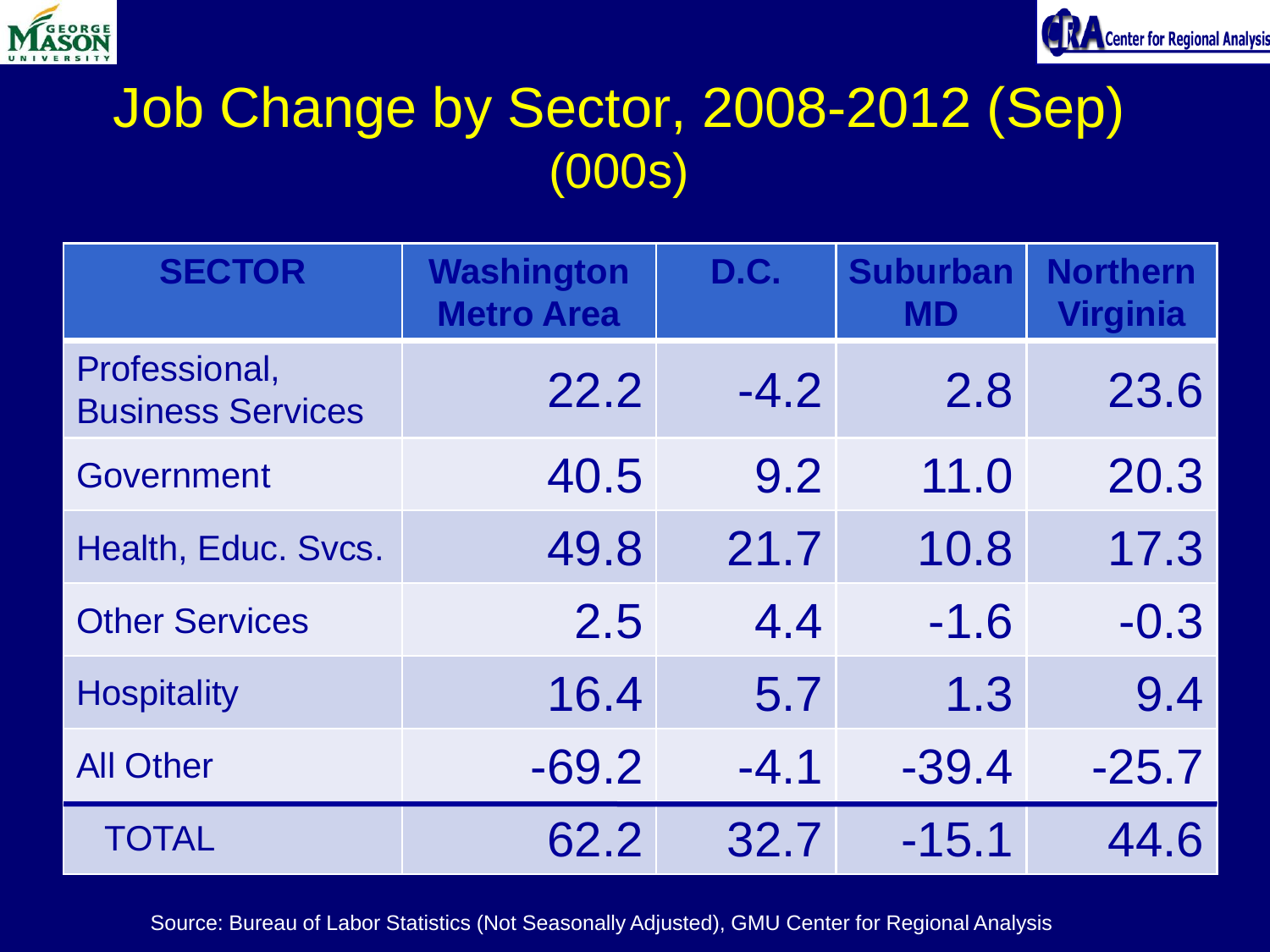# Job Change by Sector, 2008-2012 (Sep) (000s)

| SECTOR | Washington Metro Area | D.C. | Suburban MD | Northern Virginia |
|---|---|---|---|---|
| Professional, Business Services | 22.2 | -4.2 | 2.8 | 23.6 |
| Government | 40.5 | 9.2 | 11.0 | 20.3 |
| Health, Educ. Svcs. | 49.8 | 21.7 | 10.8 | 17.3 |
| Other Services | 2.5 | 4.4 | -1.6 | -0.3 |
| Hospitality | 16.4 | 5.7 | 1.3 | 9.4 |
| All Other | -69.2 | -4.1 | -39.4 | -25.7 |
| TOTAL | 62.2 | 32.7 | -15.1 | 44.6 |

Source: Bureau of Labor Statistics (Not Seasonally Adjusted), GMU Center for Regional Analysis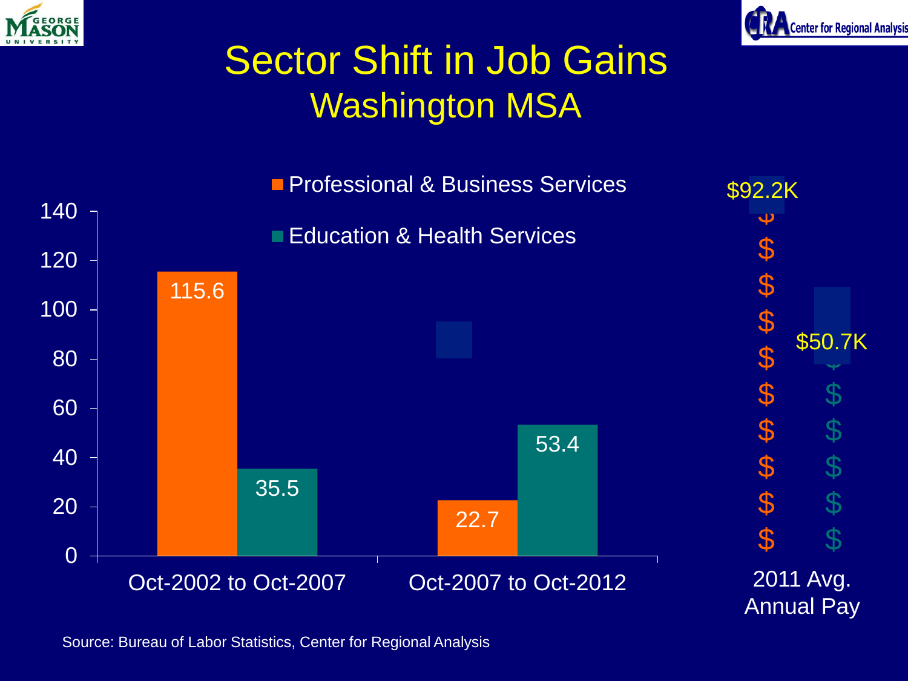# Sector Shift in Job Gains
## Washington MSA

| | Professional & Business Services | Education & Health Services |
|---|---|---|
| Oct-2002 to Oct-2007 | 115.6 | 35.5 |
| Oct-2007 to Oct-2012 | 22.7 | 53.4 |

2011 Avg. Annual Pay

| Professional & Business Services | Education & Health Services |
|---|---|
| $92.2K | $50.7K |

Source: Bureau of Labor Statistics, Center for Regional Analysis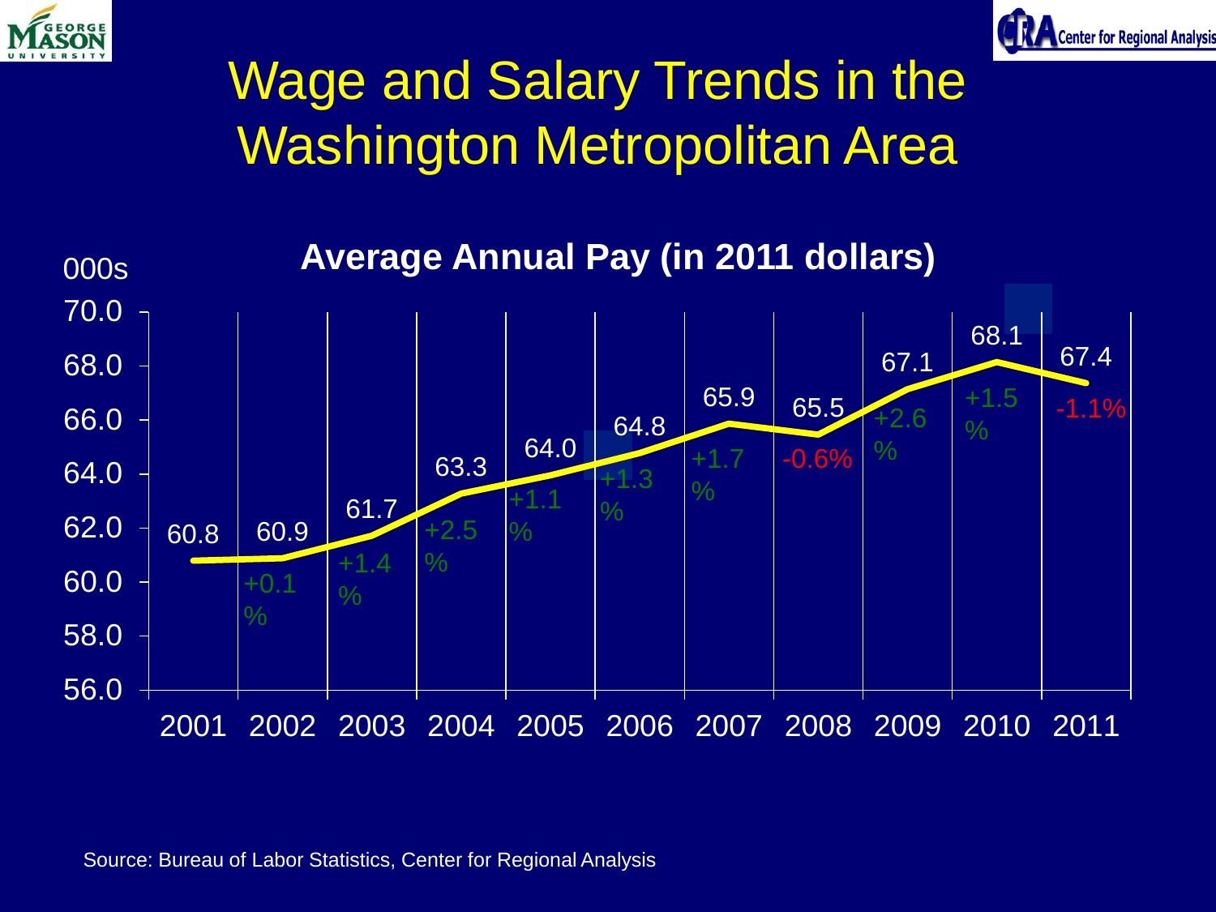# Wage and Salary Trends in the Washington Metropolitan Area

**Average Annual Pay (in 2011 dollars)**

000s

| Year | Average Annual Pay (000s) | Change |
|---|---|---|
| 2001 | 60.8 | |
| 2002 | 60.9 | +0.1% |
| 2003 | 61.7 | +1.4% |
| 2004 | 63.3 | +2.5% |
| 2005 | 64.0 | +1.1% |
| 2006 | 64.8 | +1.3% |
| 2007 | 65.9 | +1.7% |
| 2008 | 65.5 | -0.6% |
| 2009 | 67.1 | +2.6% |
| 2010 | 68.1 | +1.5% |
| 2011 | 67.4 | -1.1% |

Source: Bureau of Labor Statistics, Center for Regional Analysis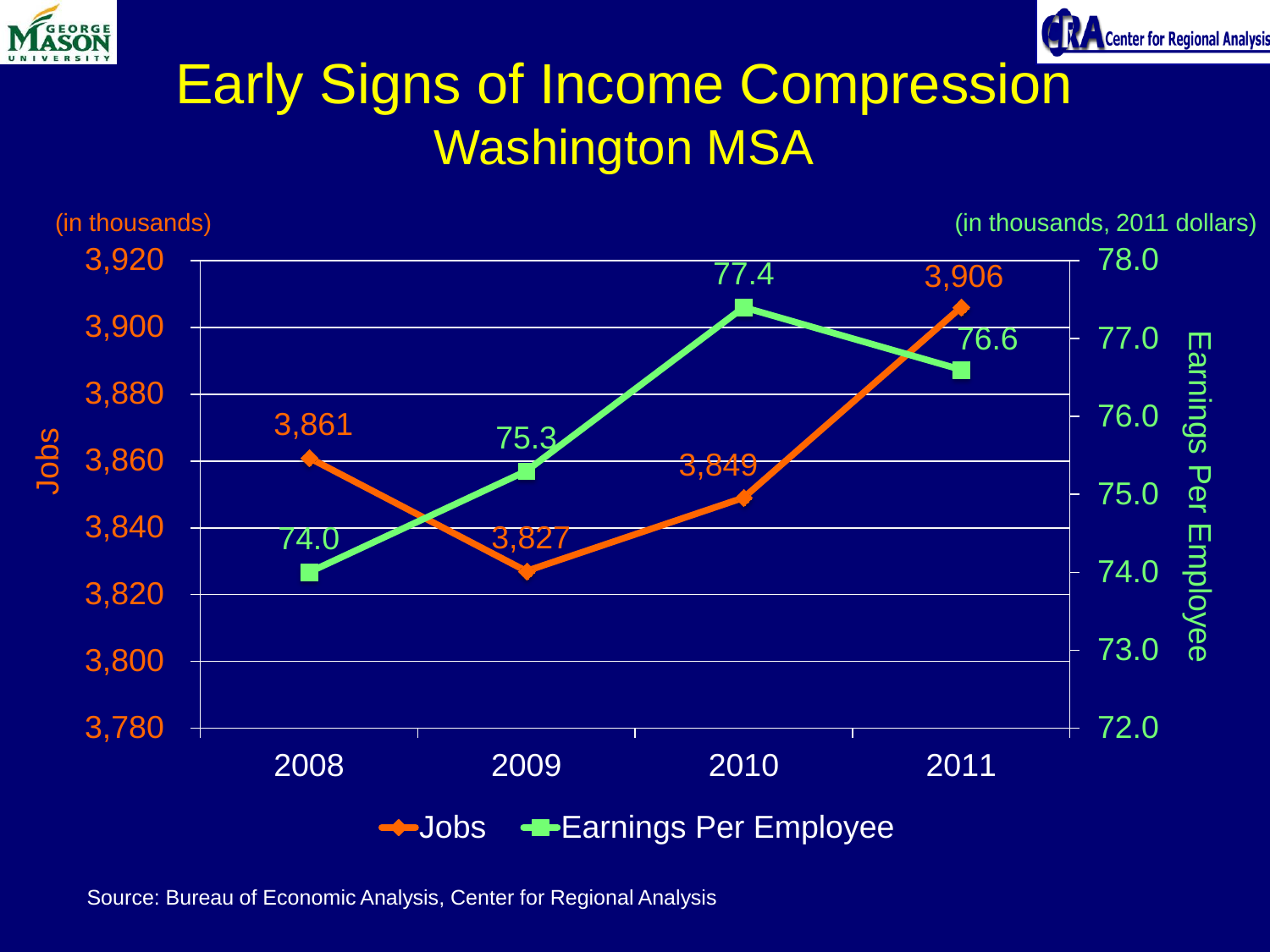# Early Signs of Income Compression

## Washington MSA

(in thousands) | (in thousands, 2011 dollars)

| Year | Jobs | Earnings Per Employee |
|---|---|---|
| 2008 | 3,861 | 74.0 |
| 2009 | 3,827 | 75.3 |
| 2010 | 3,849 | 77.4 |
| 2011 | 3,906 | 76.6 |

Source: Bureau of Economic Analysis, Center for Regional Analysis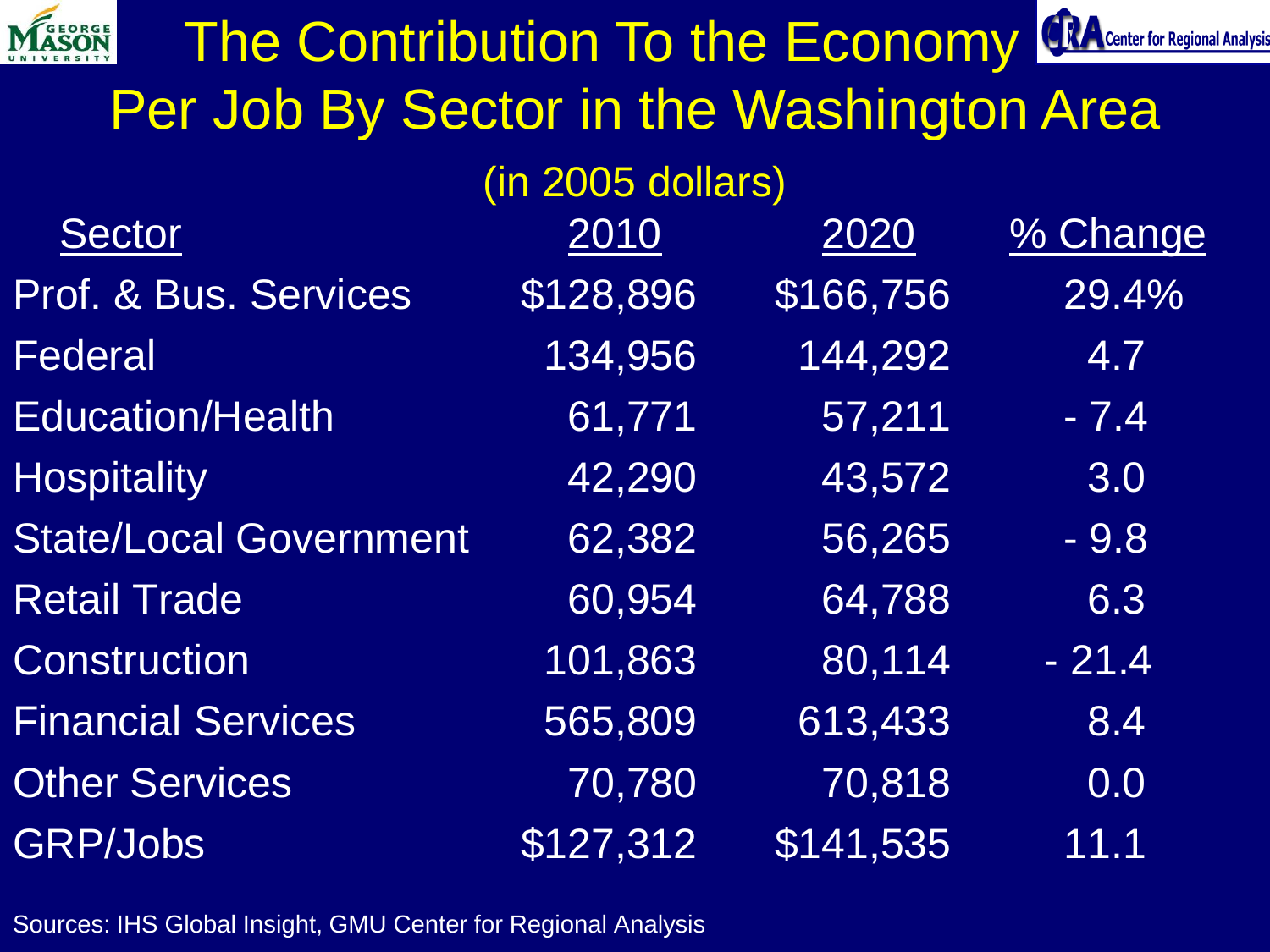# The Contribution To the Economy Per Job By Sector in the Washington Area

(in 2005 dollars)

| Sector | 2010 | 2020 | % Change |
|---|---|---|---|
| Prof. & Bus. Services | $128,896 | $166,756 | 29.4% |
| Federal | 134,956 | 144,292 | 4.7 |
| Education/Health | 61,771 | 57,211 | - 7.4 |
| Hospitality | 42,290 | 43,572 | 3.0 |
| State/Local Government | 62,382 | 56,265 | - 9.8 |
| Retail Trade | 60,954 | 64,788 | 6.3 |
| Construction | 101,863 | 80,114 | - 21.4 |
| Financial Services | 565,809 | 613,433 | 8.4 |
| Other Services | 70,780 | 70,818 | 0.0 |
| GRP/Jobs | $127,312 | $141,535 | 11.1 |

Sources: IHS Global Insight, GMU Center for Regional Analysis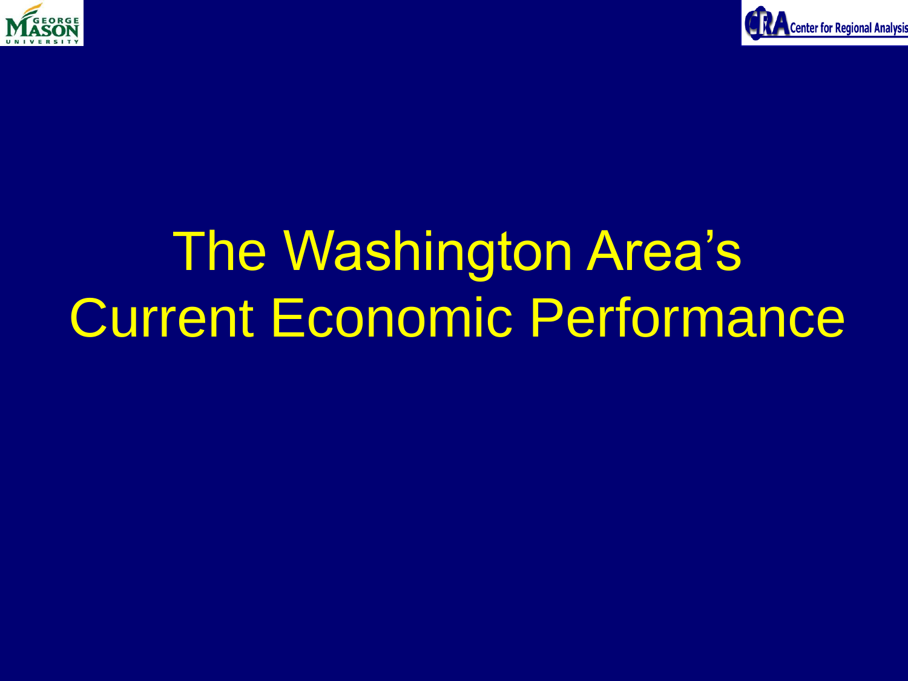# The Washington Area's Current Economic Performance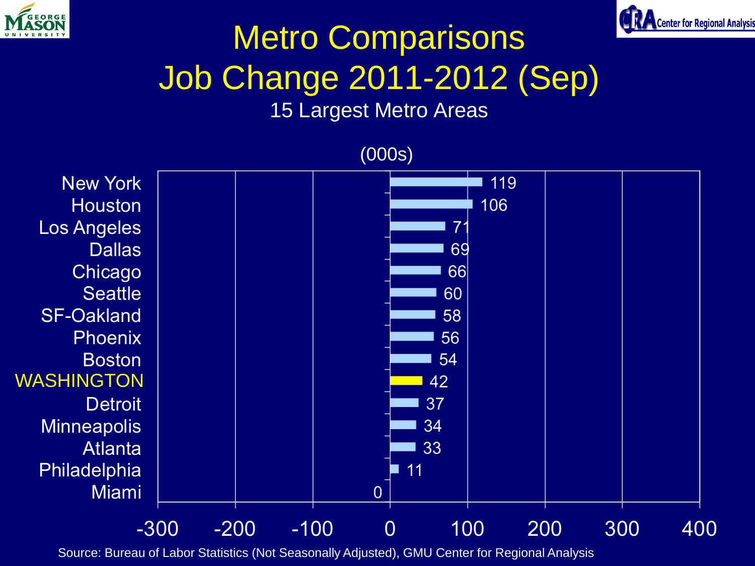# Metro Comparisons
# Job Change 2011-2012 (Sep)

15 Largest Metro Areas

(000s)

| Metro Area | Job Change (000s) |
|---|---|
| New York | 119 |
| Houston | 106 |
| Los Angeles | 71 |
| Dallas | 69 |
| Chicago | 66 |
| Seattle | 60 |
| SF-Oakland | 58 |
| Phoenix | 56 |
| Boston | 54 |
| WASHINGTON | 42 |
| Detroit | 37 |
| Minneapolis | 34 |
| Atlanta | 33 |
| Philadelphia | 11 |
| Miami | 0 |

Source: Bureau of Labor Statistics (Not Seasonally Adjusted), GMU Center for Regional Analysis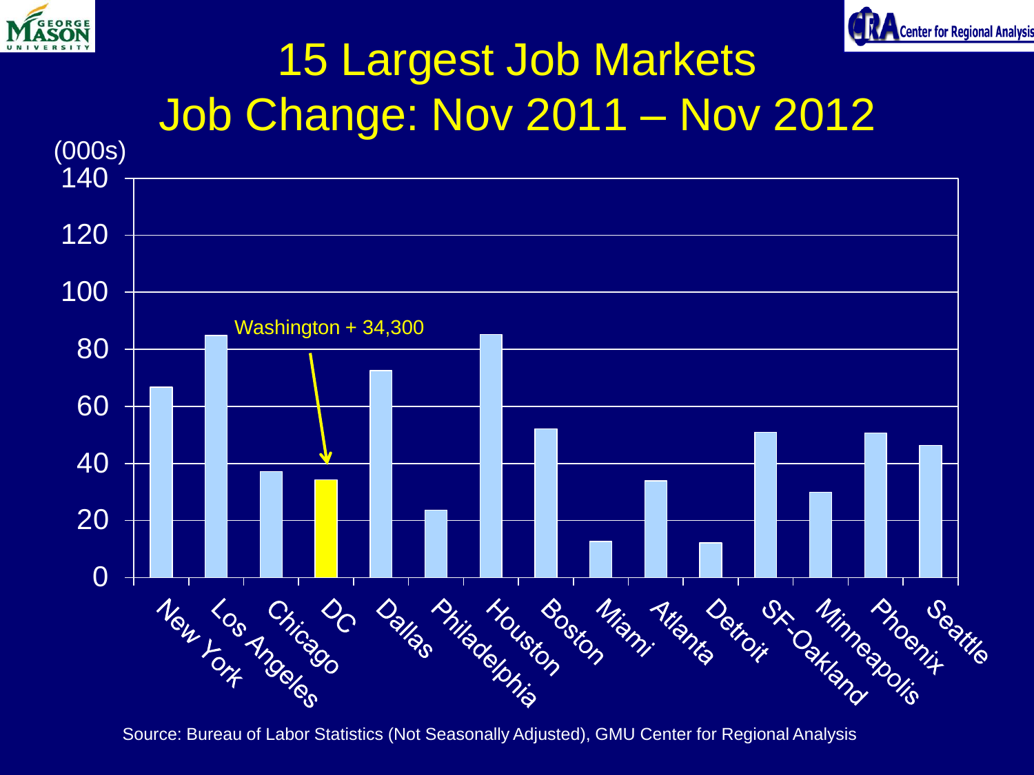# 15 Largest Job Markets
## Job Change: Nov 2011 – Nov 2012

(000s)

Washington + 34,300

| Market | Job Change (000s) |
|---|---|
| New York | 67 |
| Los Angeles | 85 |
| Chicago | 37 |
| DC | 34 |
| Dallas | 72 |
| Philadelphia | 24 |
| Houston | 85 |
| Boston | 52 |
| Miami | 13 |
| Atlanta | 34 |
| Detroit | 12 |
| SF-Oakland | 51 |
| Minneapolis | 30 |
| Phoenix | 51 |
| Seattle | 46 |

Source: Bureau of Labor Statistics (Not Seasonally Adjusted), GMU Center for Regional Analysis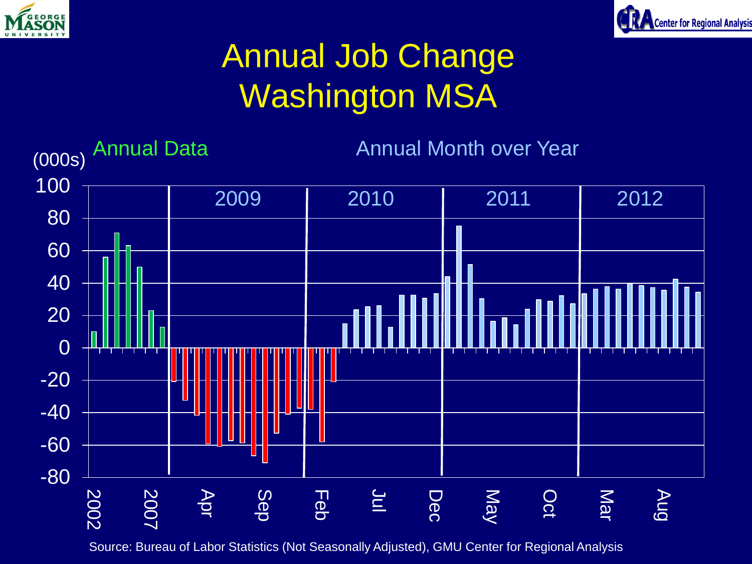# Annual Job Change
# Washington MSA

(000s)

Annual Data | Annual Month over Year

2009 | 2010 | 2011 | 2012

100, 80, 60, 40, 20, 0, -20, -40, -60, -80

2002, 2007, Apr, Sep, Feb, Jul, Dec, May, Oct, Mar, Aug

Source: Bureau of Labor Statistics (Not Seasonally Adjusted), GMU Center for Regional Analysis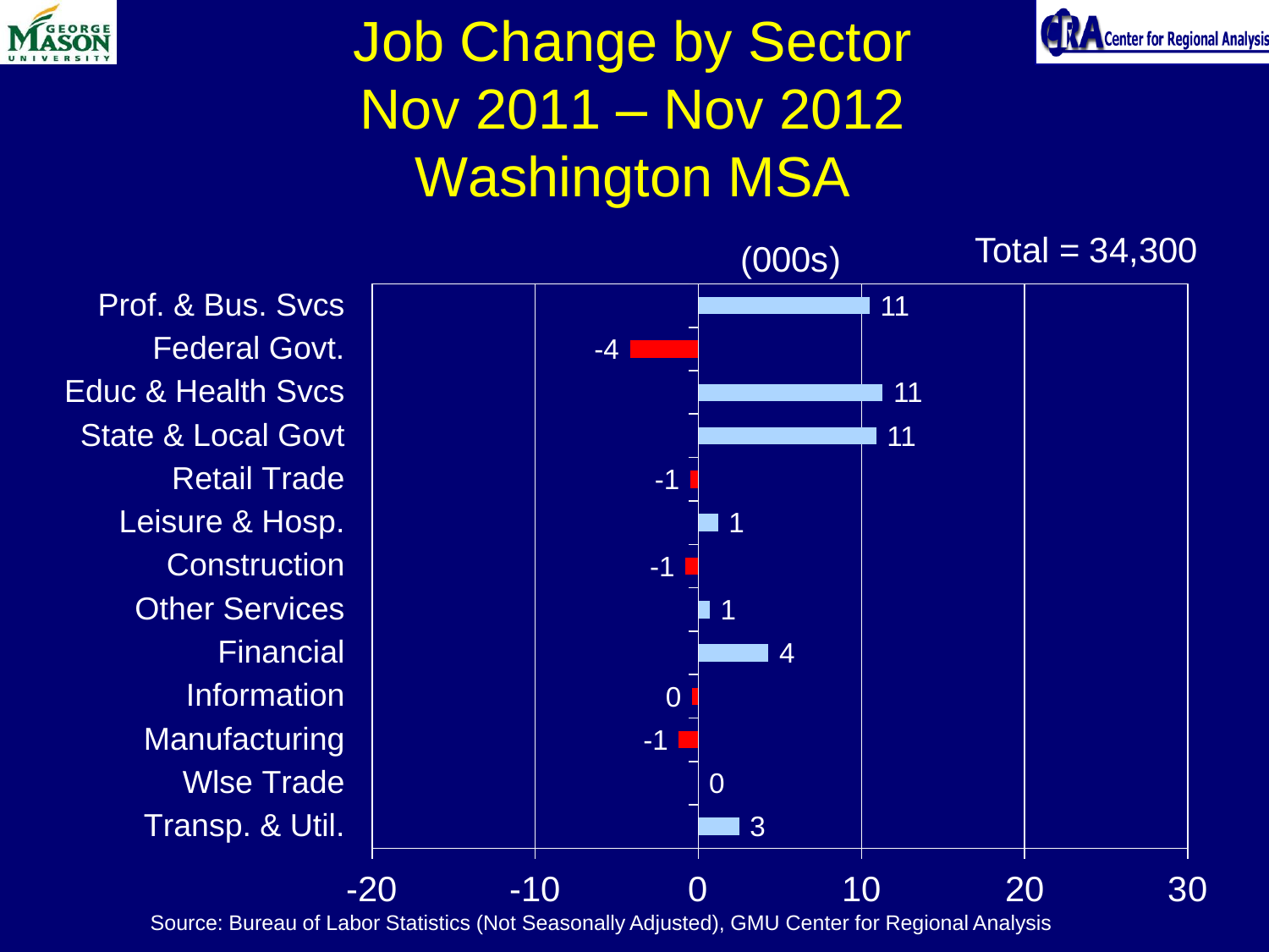# Job Change by Sector
# Nov 2011 – Nov 2012
# Washington MSA

(000s) Total = 34,300

| Sector | Job Change |
| --- | --- |
| Prof. & Bus. Svcs | 11 |
| Federal Govt. | -4 |
| Educ & Health Svcs | 11 |
| State & Local Govt | 11 |
| Retail Trade | -1 |
| Leisure & Hosp. | 1 |
| Construction | -1 |
| Other Services | 1 |
| Financial | 4 |
| Information | 0 |
| Manufacturing | -1 |
| Wlse Trade | 0 |
| Transp. & Util. | 3 |

Source: Bureau of Labor Statistics (Not Seasonally Adjusted), GMU Center for Regional Analysis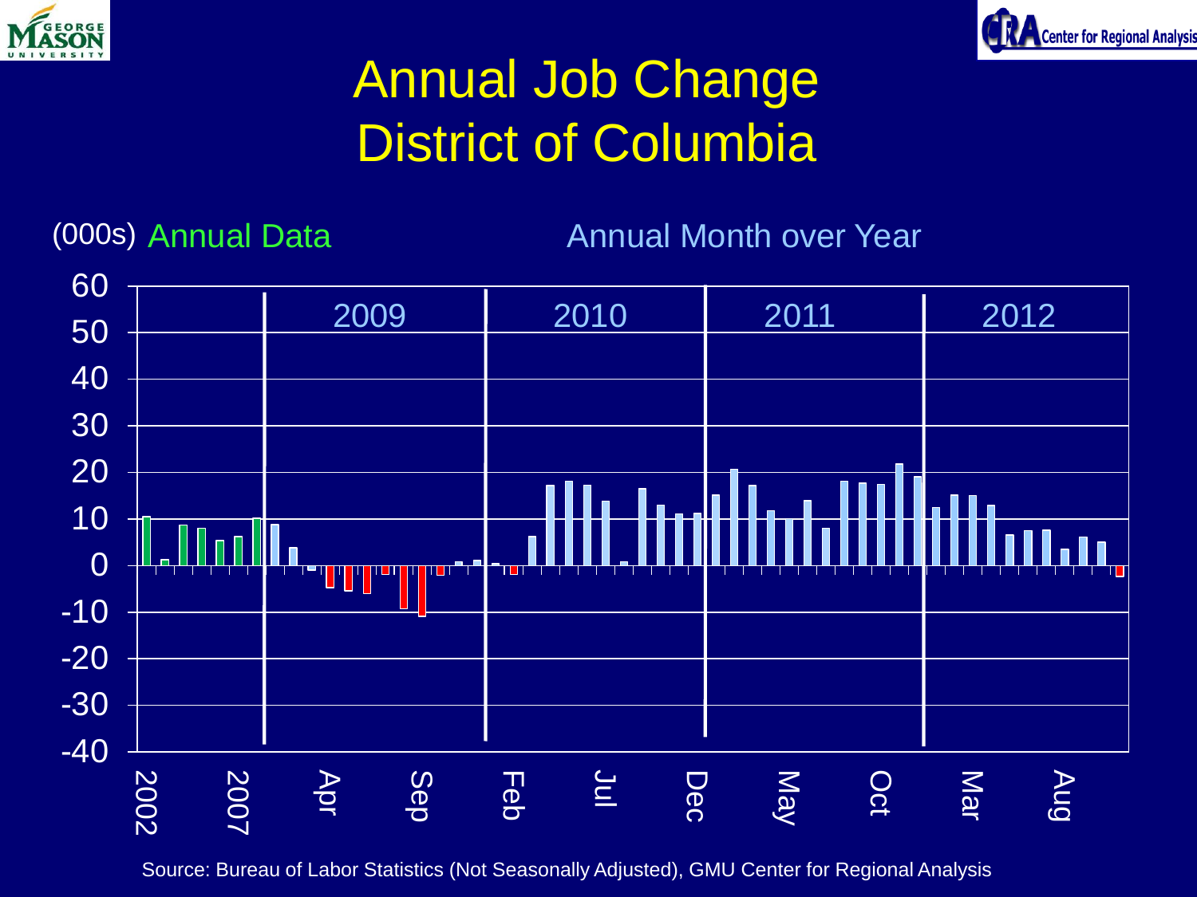# Annual Job Change
# District of Columbia

(000s) Annual Data — Annual Month over Year

2009 | 2010 | 2011 | 2012

60, 50, 40, 30, 20, 10, 0, -10, -20, -30, -40

2002, 2007, Apr, Sep, Feb, Jul, Dec, May, Oct, Mar, Aug

Source: Bureau of Labor Statistics (Not Seasonally Adjusted), GMU Center for Regional Analysis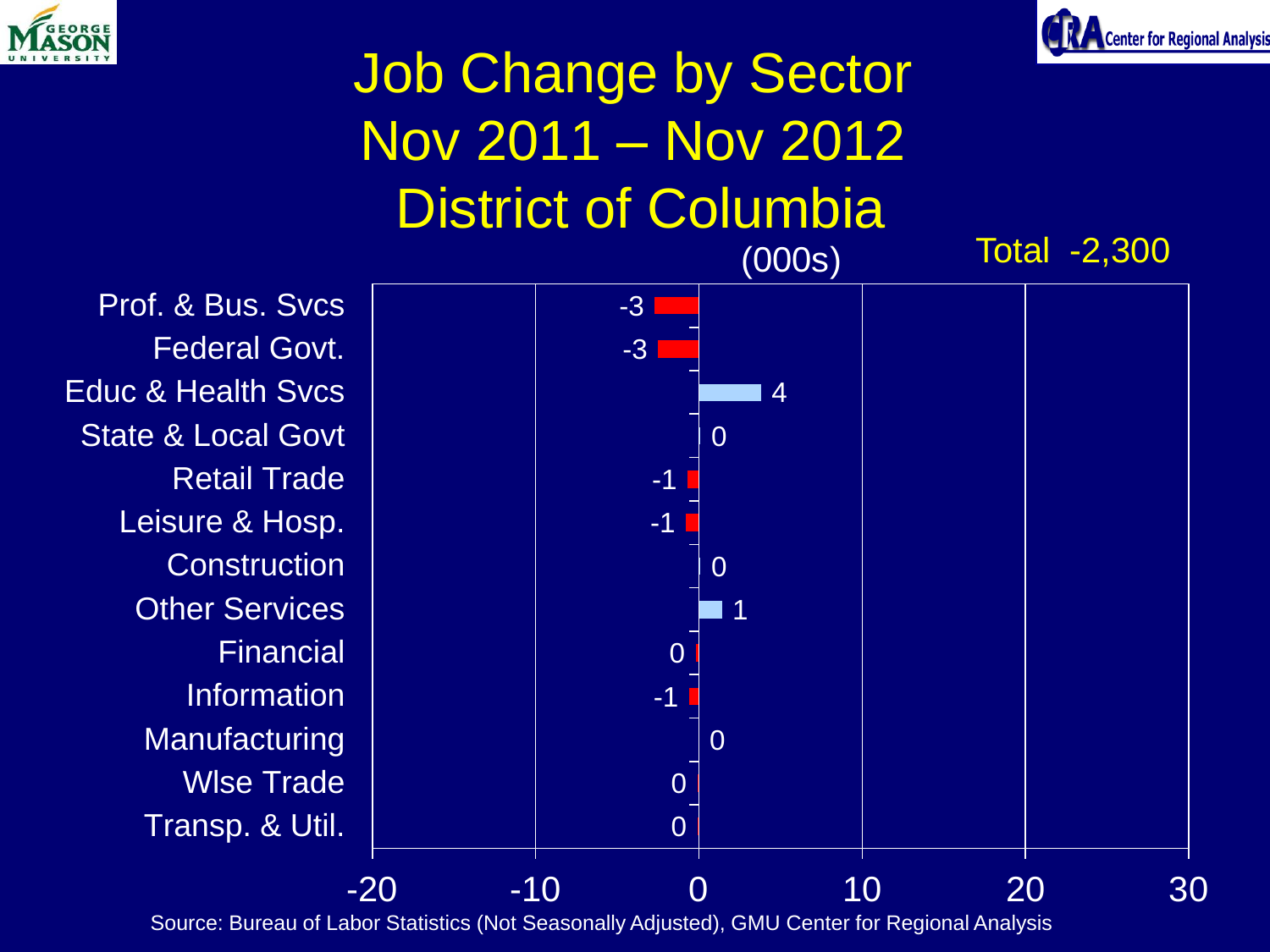# Job Change by Sector
# Nov 2011 – Nov 2012
# District of Columbia

(000s)

Total -2,300

| Sector | Job Change (000s) |
| --- | --- |
| Prof. & Bus. Svcs | -3 |
| Federal Govt. | -3 |
| Educ & Health Svcs | 4 |
| State & Local Govt | 0 |
| Retail Trade | -1 |
| Leisure & Hosp. | -1 |
| Construction | 0 |
| Other Services | 1 |
| Financial | 0 |
| Information | -1 |
| Manufacturing | 0 |
| Wlse Trade | 0 |
| Transp. & Util. | 0 |

Source: Bureau of Labor Statistics (Not Seasonally Adjusted), GMU Center for Regional Analysis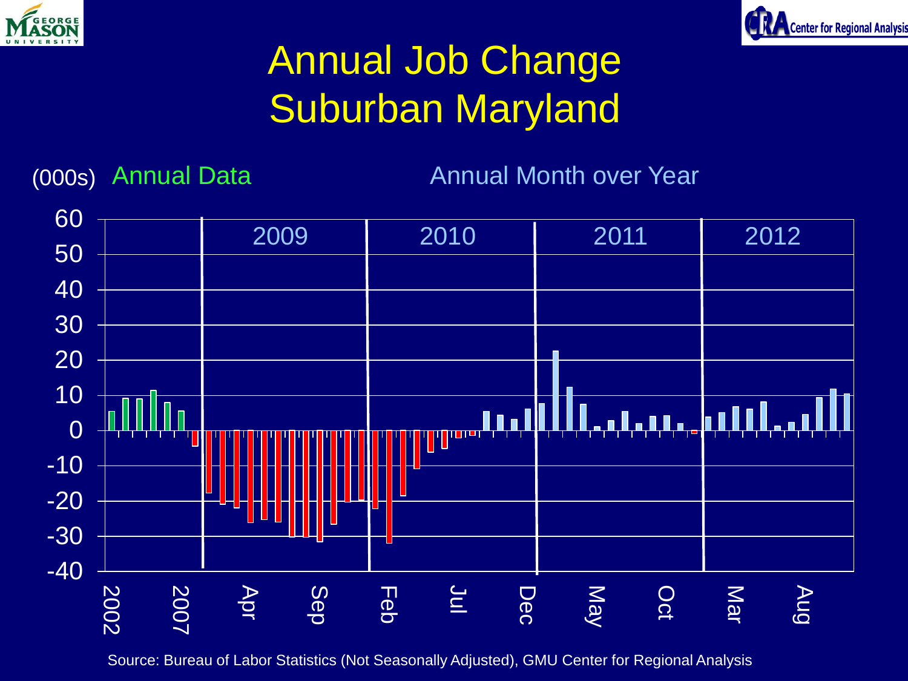# Annual Job Change Suburban Maryland

(000s) Annual Data — Annual Month over Year

2009 | 2010 | 2011 | 2012

60, 50, 40, 30, 20, 10, 0, -10, -20, -30, -40

2002, 2007, Apr, Sep, Feb, Jul, Dec, May, Oct, Mar, Aug

Source: Bureau of Labor Statistics (Not Seasonally Adjusted), GMU Center for Regional Analysis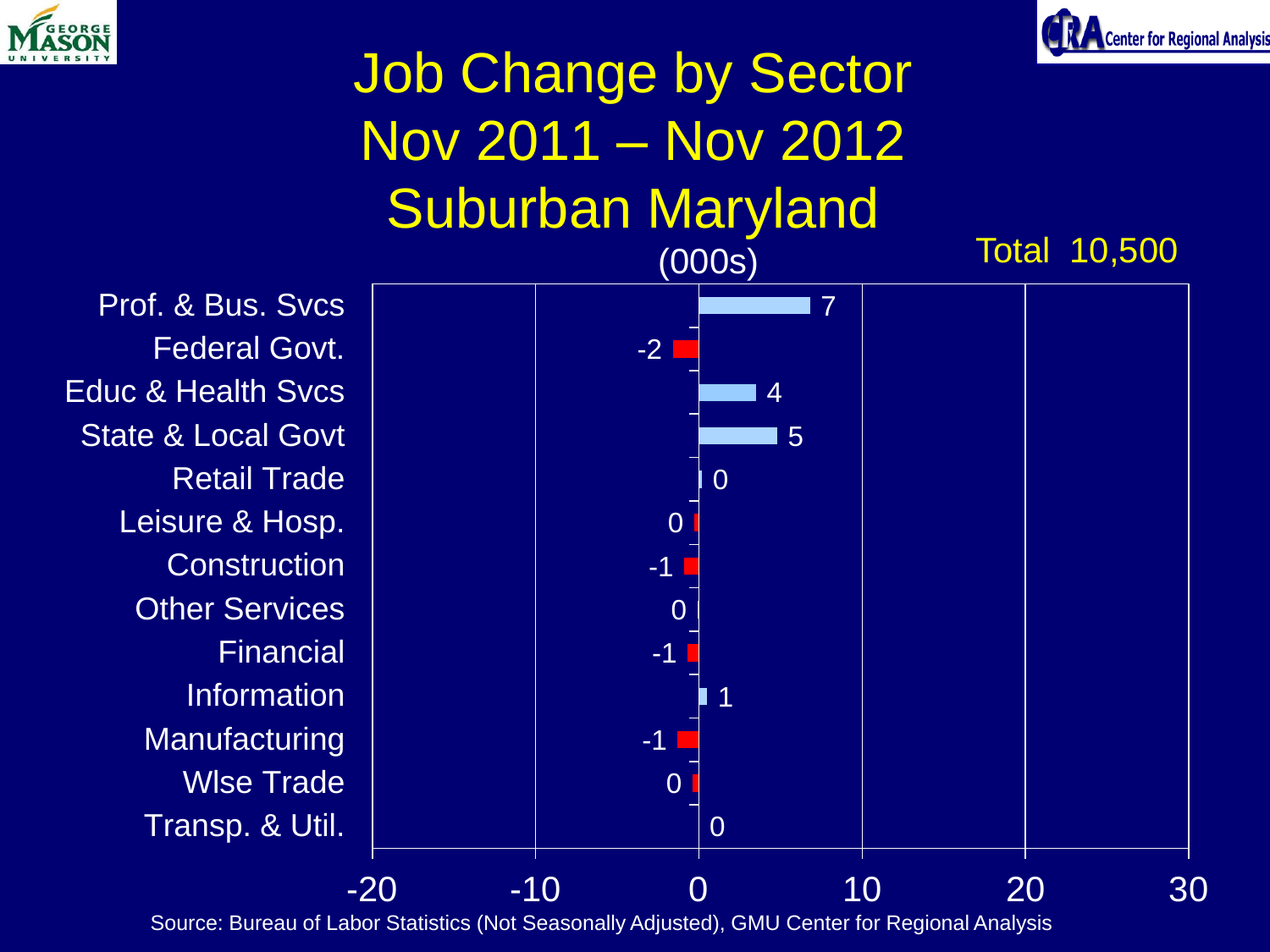# Job Change by Sector
# Nov 2011 – Nov 2012
# Suburban Maryland

(000s)

Total 10,500

| Sector | Job Change |
|---|---|
| Prof. & Bus. Svcs | 7 |
| Federal Govt. | -2 |
| Educ & Health Svcs | 4 |
| State & Local Govt | 5 |
| Retail Trade | 0 |
| Leisure & Hosp. | 0 |
| Construction | -1 |
| Other Services | 0 |
| Financial | -1 |
| Information | 1 |
| Manufacturing | -1 |
| Wlse Trade | 0 |
| Transp. & Util. | 0 |

Source: Bureau of Labor Statistics (Not Seasonally Adjusted), GMU Center for Regional Analysis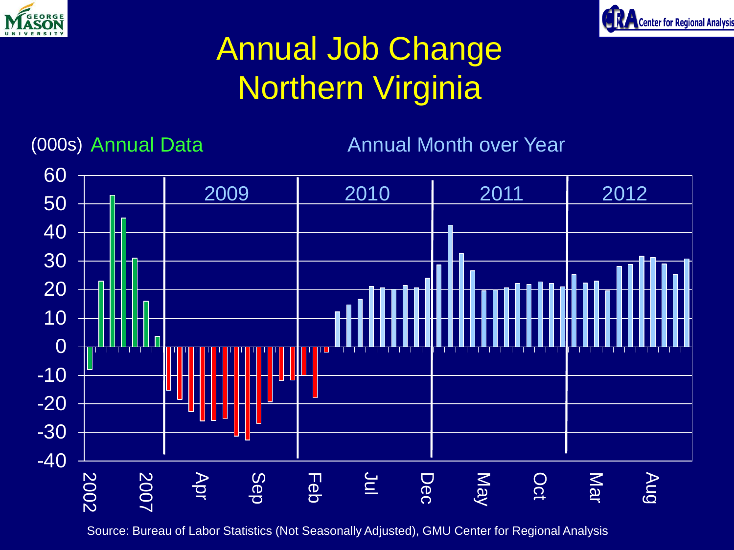# Annual Job Change
# Northern Virginia

(000s) Annual Data — Annual Month over Year

2009 | 2010 | 2011 | 2012

Y-axis: 60, 50, 40, 30, 20, 10, 0, -10, -20, -30, -40

X-axis: 2002, 2007, Apr, Sep, Feb, Jul, Dec, May, Oct, Mar, Aug

Source: Bureau of Labor Statistics (Not Seasonally Adjusted), GMU Center for Regional Analysis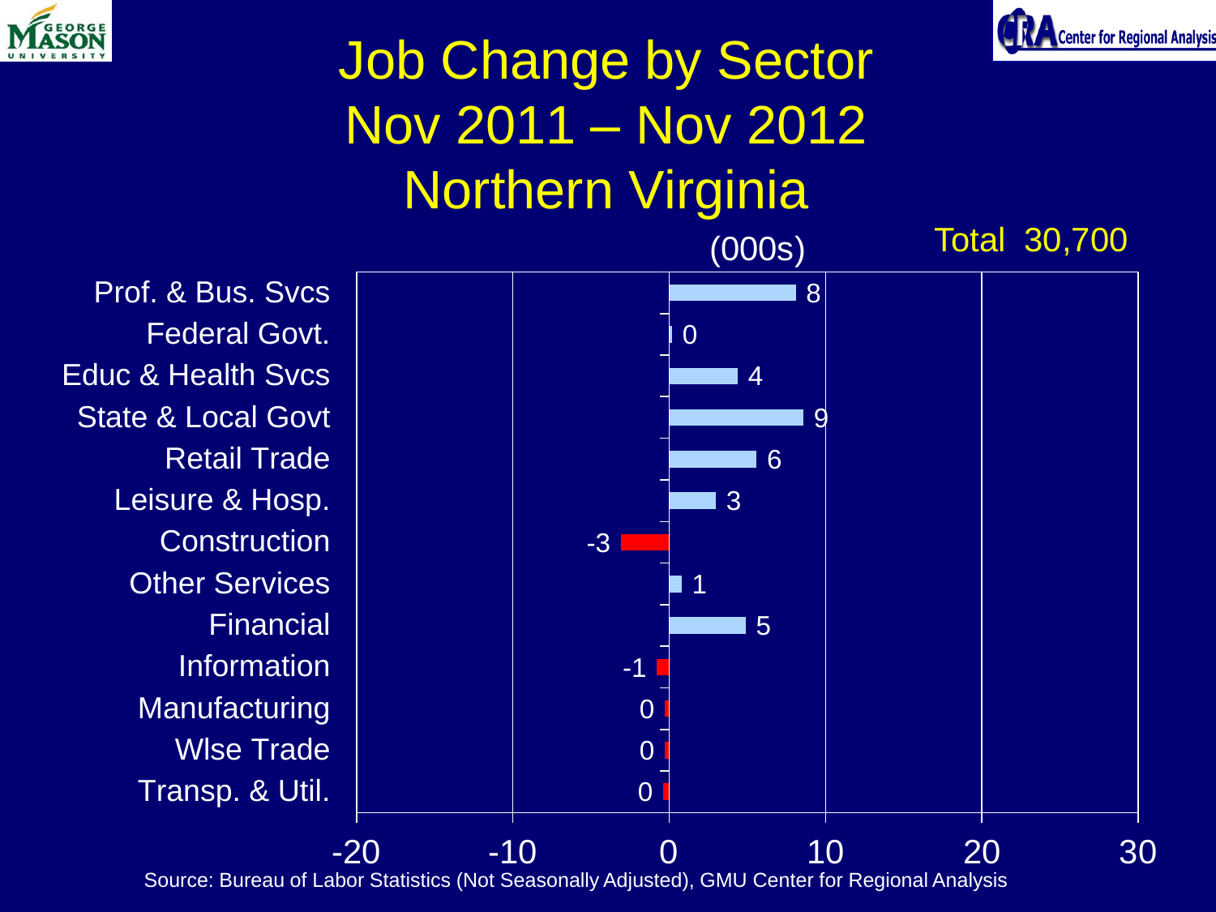# Job Change by Sector Nov 2011 – Nov 2012 Northern Virginia

(000s)

Total 30,700

| Sector | Job Change (000s) |
|---|---|
| Prof. & Bus. Svcs | 8 |
| Federal Govt. | 0 |
| Educ & Health Svcs | 4 |
| State & Local Govt | 9 |
| Retail Trade | 6 |
| Leisure & Hosp. | 3 |
| Construction | -3 |
| Other Services | 1 |
| Financial | 5 |
| Information | -1 |
| Manufacturing | 0 |
| Wlse Trade | 0 |
| Transp. & Util. | 0 |

Source: Bureau of Labor Statistics (Not Seasonally Adjusted), GMU Center for Regional Analysis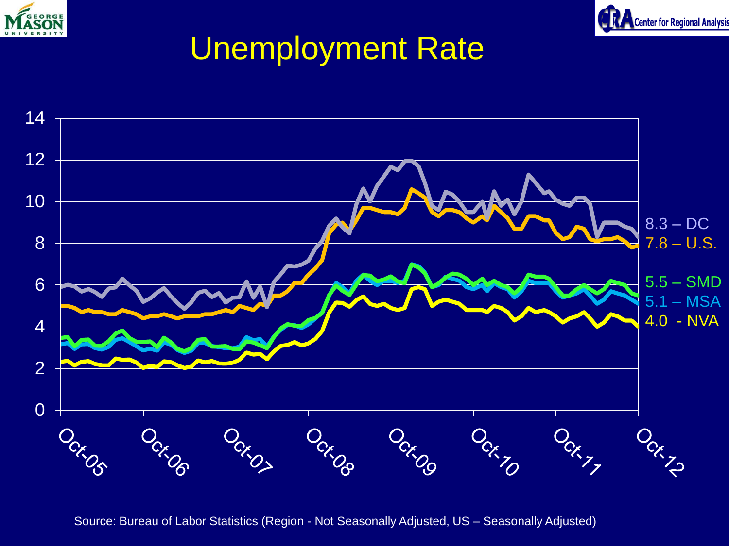# Unemployment Rate

8.3 – DC
7.8 – U.S.
5.5 – SMD
5.1 – MSA
4.0 - NVA

Source: Bureau of Labor Statistics (Region - Not Seasonally Adjusted, US – Seasonally Adjusted)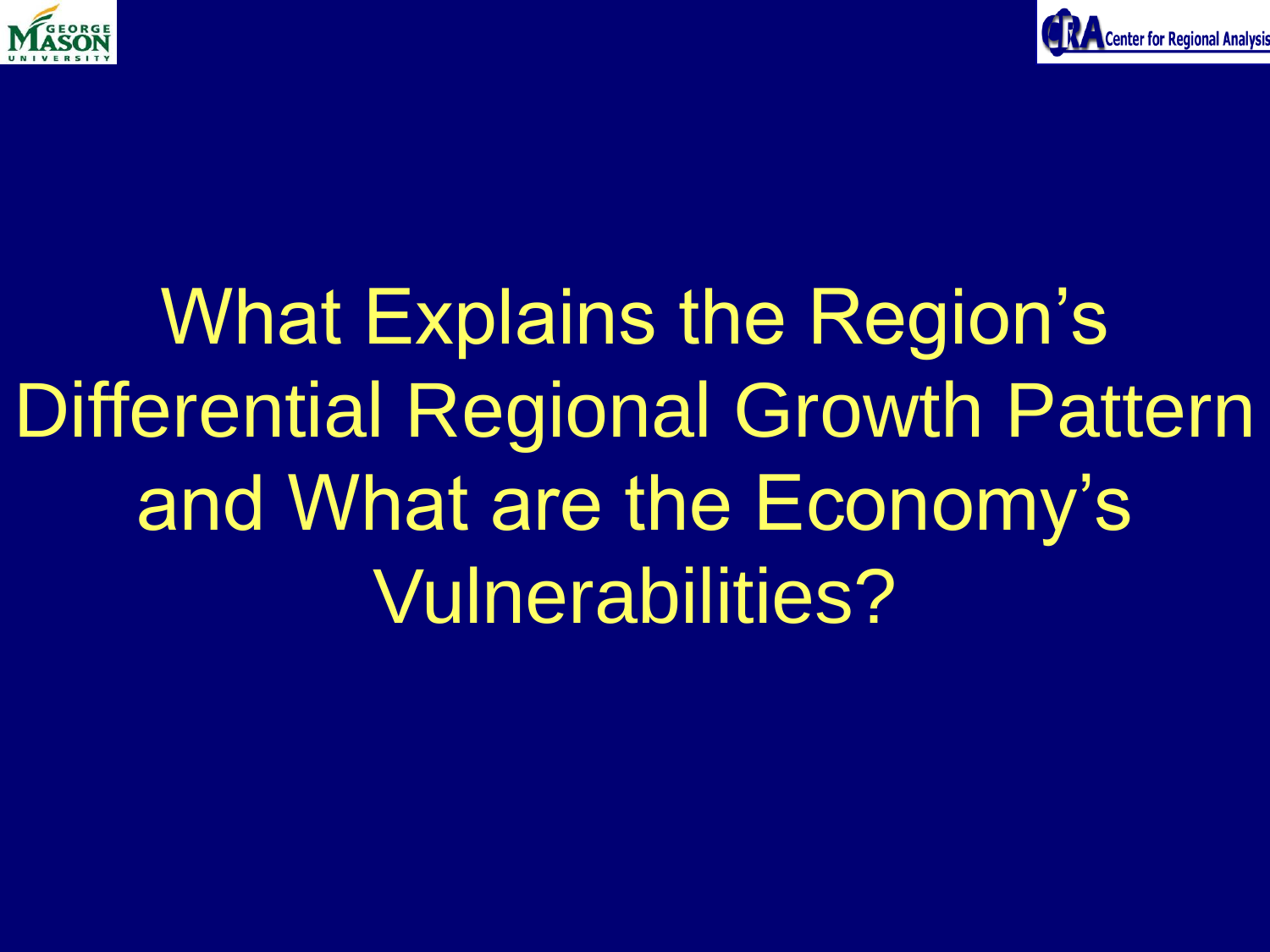# What Explains the Region's Differential Regional Growth Pattern and What are the Economy's Vulnerabilities?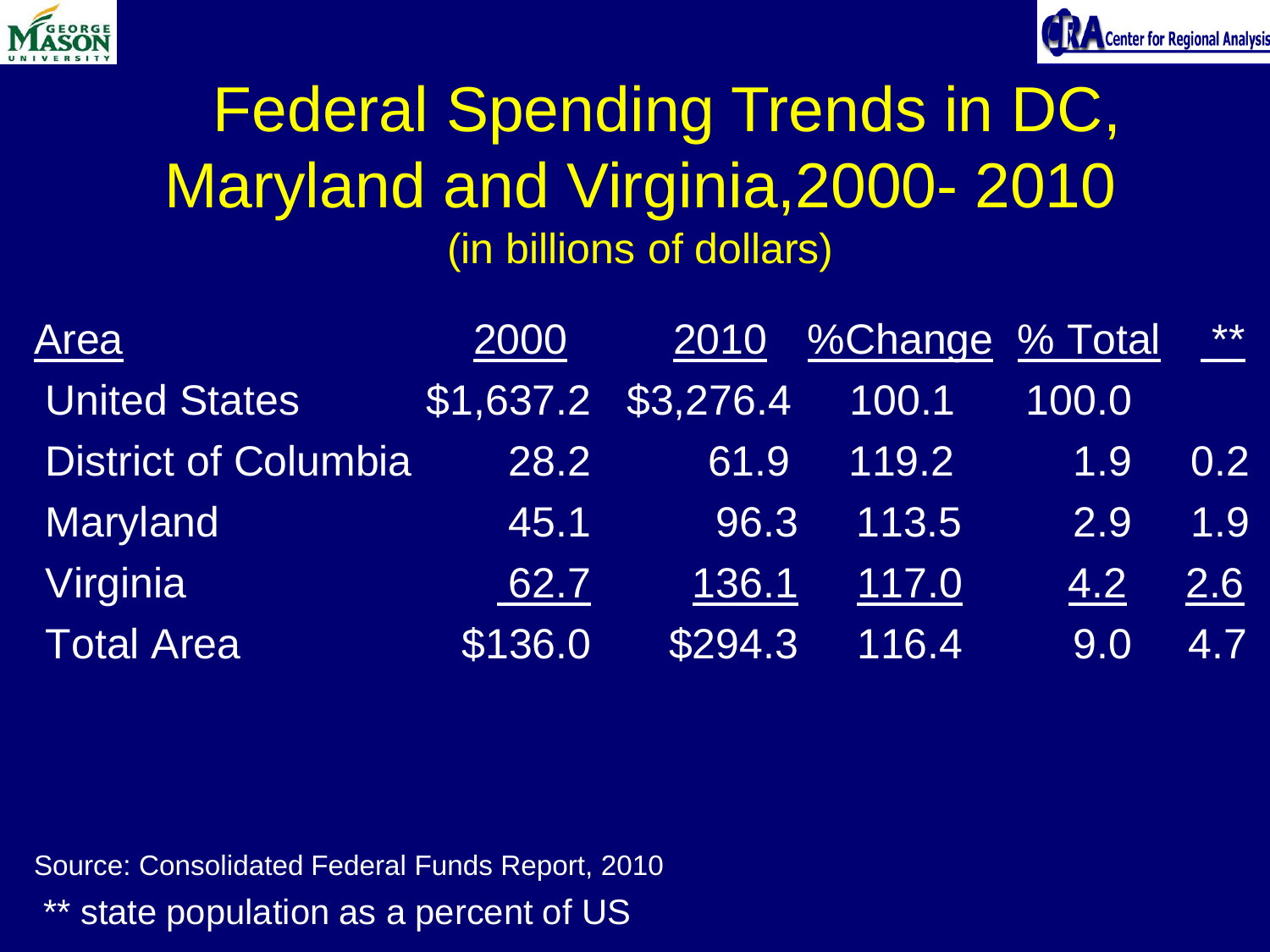# Federal Spending Trends in DC, Maryland and Virginia,2000- 2010

(in billions of dollars)

| Area | 2000 | 2010 | %Change | % Total | ** |
|---|---|---|---|---|---|
| United States | $1,637.2 | $3,276.4 | 100.1 | 100.0 | |
| District of Columbia | 28.2 | 61.9 | 119.2 | 1.9 | 0.2 |
| Maryland | 45.1 | 96.3 | 113.5 | 2.9 | 1.9 |
| Virginia | 62.7 | 136.1 | 117.0 | 4.2 | 2.6 |
| Total Area | $136.0 | $294.3 | 116.4 | 9.0 | 4.7 |

Source: Consolidated Federal Funds Report, 2010

** state population as a percent of US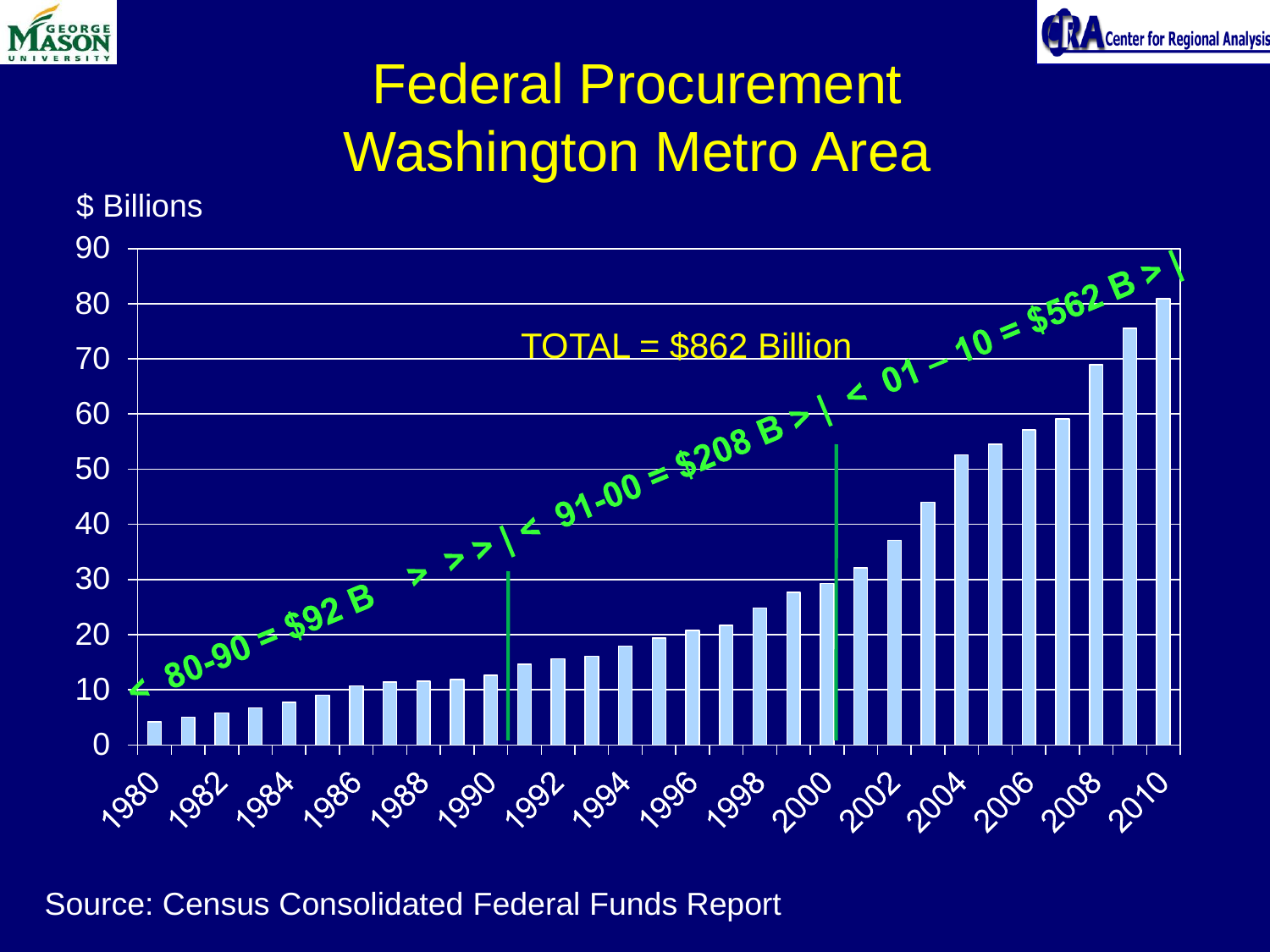# Federal Procurement Washington Metro Area

$ Billions

TOTAL = $862 Billion

< 80-90 = $92 B > > > | < 91-00 = $208 B > | < 01 – 10 = $562 B > |

Source: Census Consolidated Federal Funds Report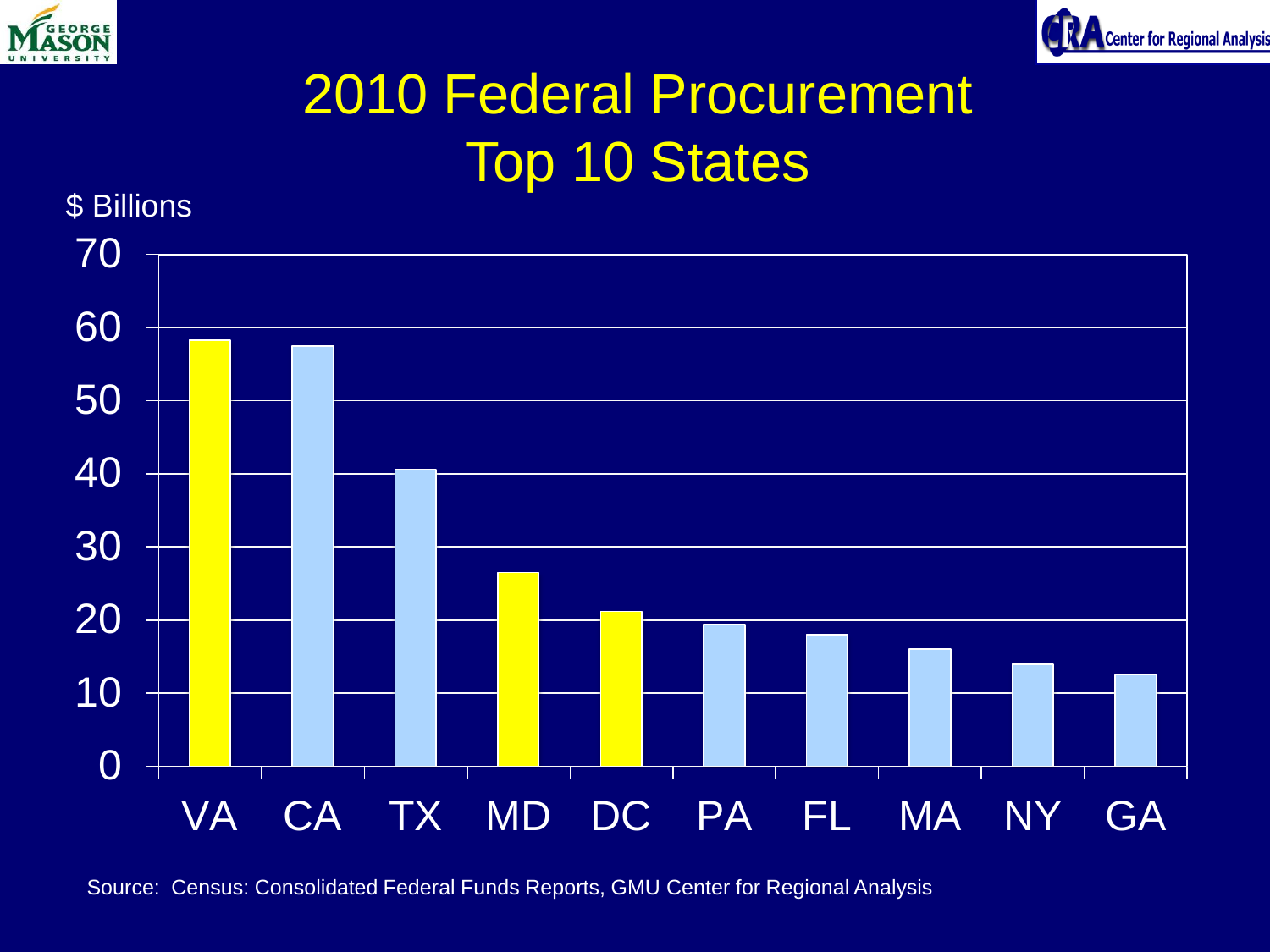# 2010 Federal Procurement
# Top 10 States

$ Billions

| State | Value ($ Billions) |
|---|---|
| VA | ~58 |
| CA | ~57 |
| TX | ~40 |
| MD | ~26 |
| DC | ~21 |
| PA | ~19 |
| FL | ~18 |
| MA | ~16 |
| NY | ~14 |
| GA | ~12 |

Source: Census: Consolidated Federal Funds Reports, GMU Center for Regional Analysis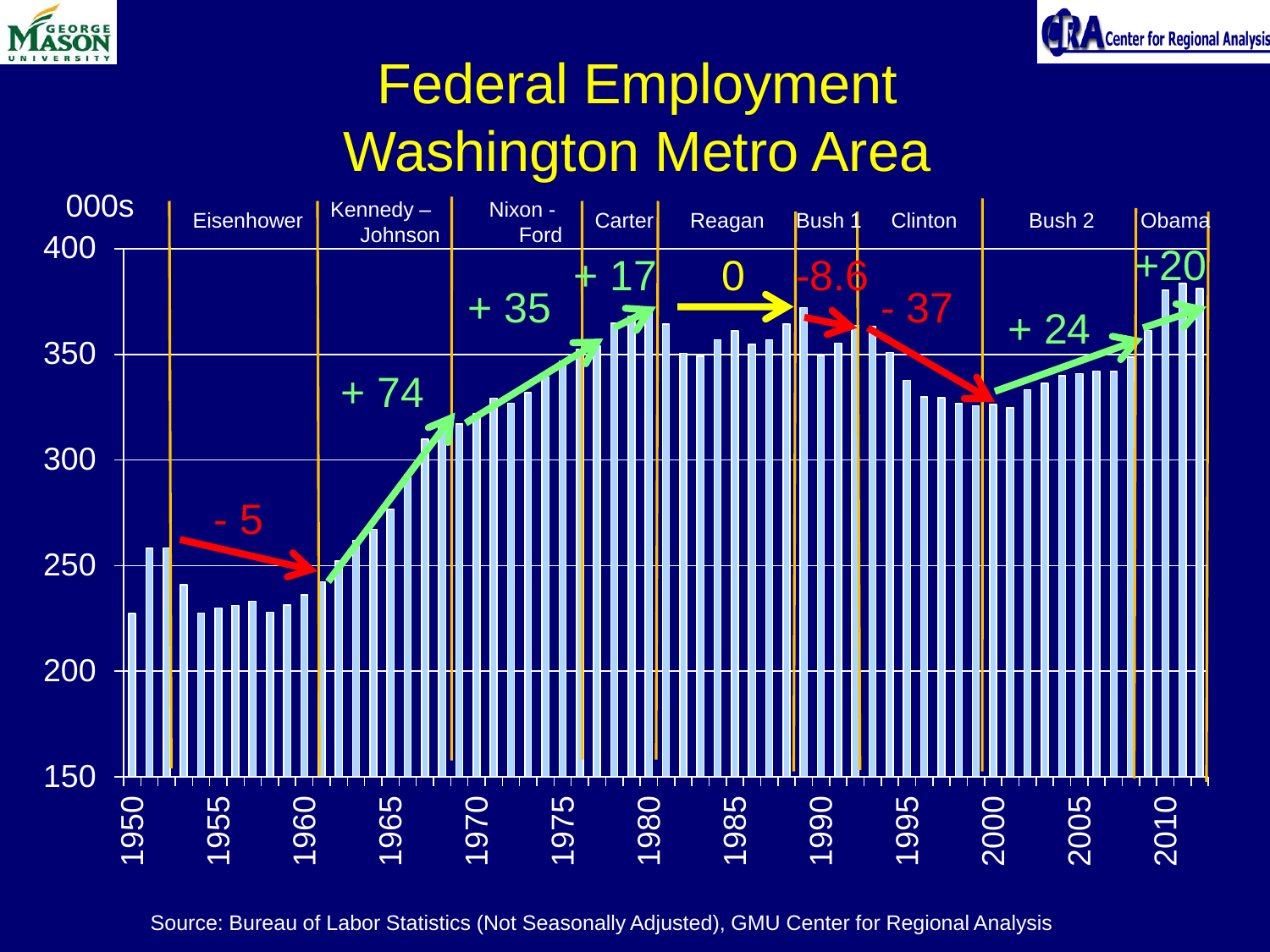# Federal Employment
## Washington Metro Area

000s

| Administration | Change (000s) |
|---|---|
| Eisenhower | - 5 |
| Kennedy – Johnson | + 74 |
| Nixon - Ford | + 35 |
| Carter | + 17 |
| Reagan | 0 |
| Bush 1 | -8.6 |
| Clinton | - 37 |
| Bush 2 | + 24 |
| Obama | +20 |

Source: Bureau of Labor Statistics (Not Seasonally Adjusted), GMU Center for Regional Analysis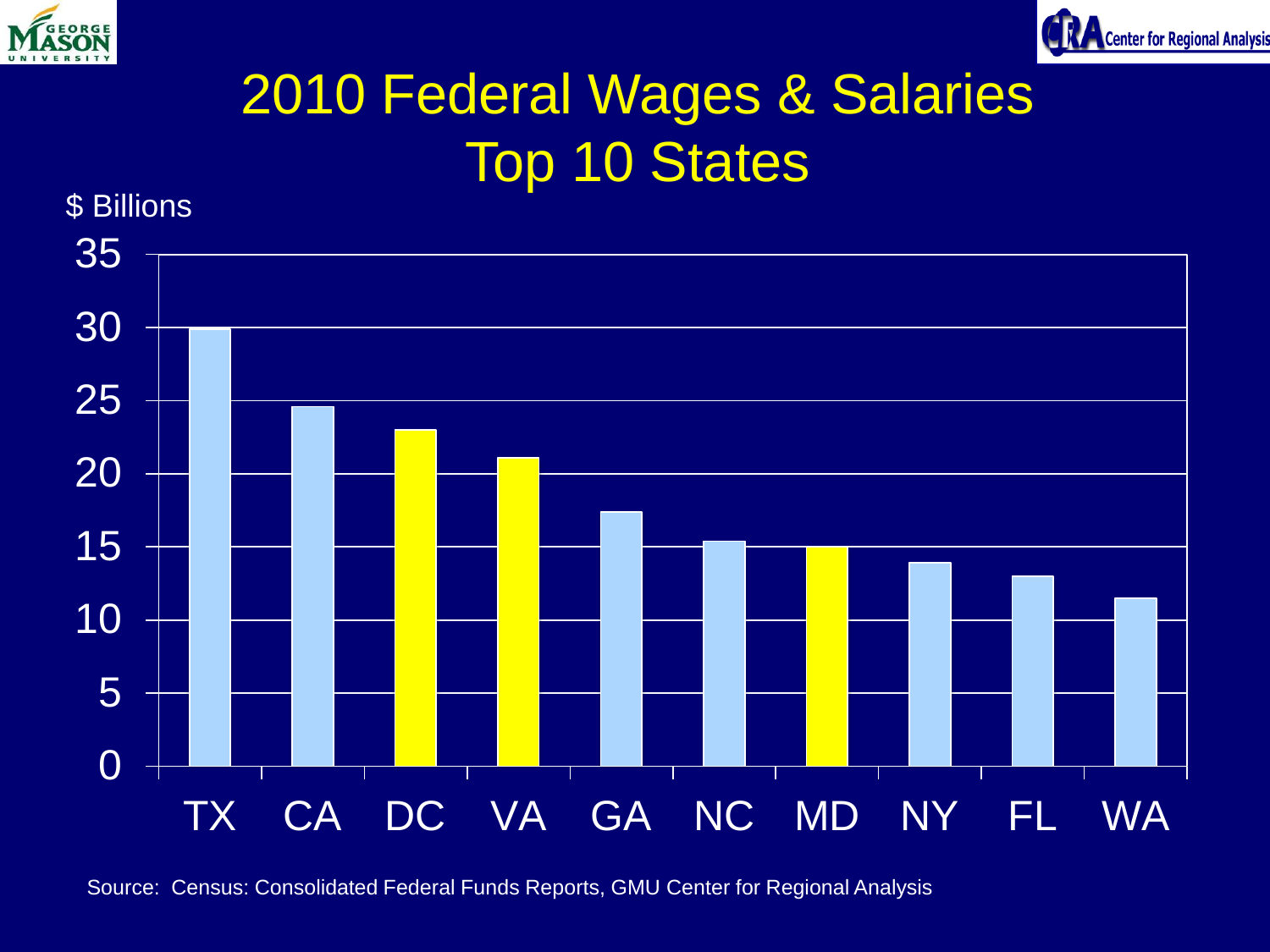# 2010 Federal Wages & Salaries Top 10 States

$ Billions

35
30
25
20
15
10
5
0

TX CA DC VA GA NC MD NY FL WA

Source: Census: Consolidated Federal Funds Reports, GMU Center for Regional Analysis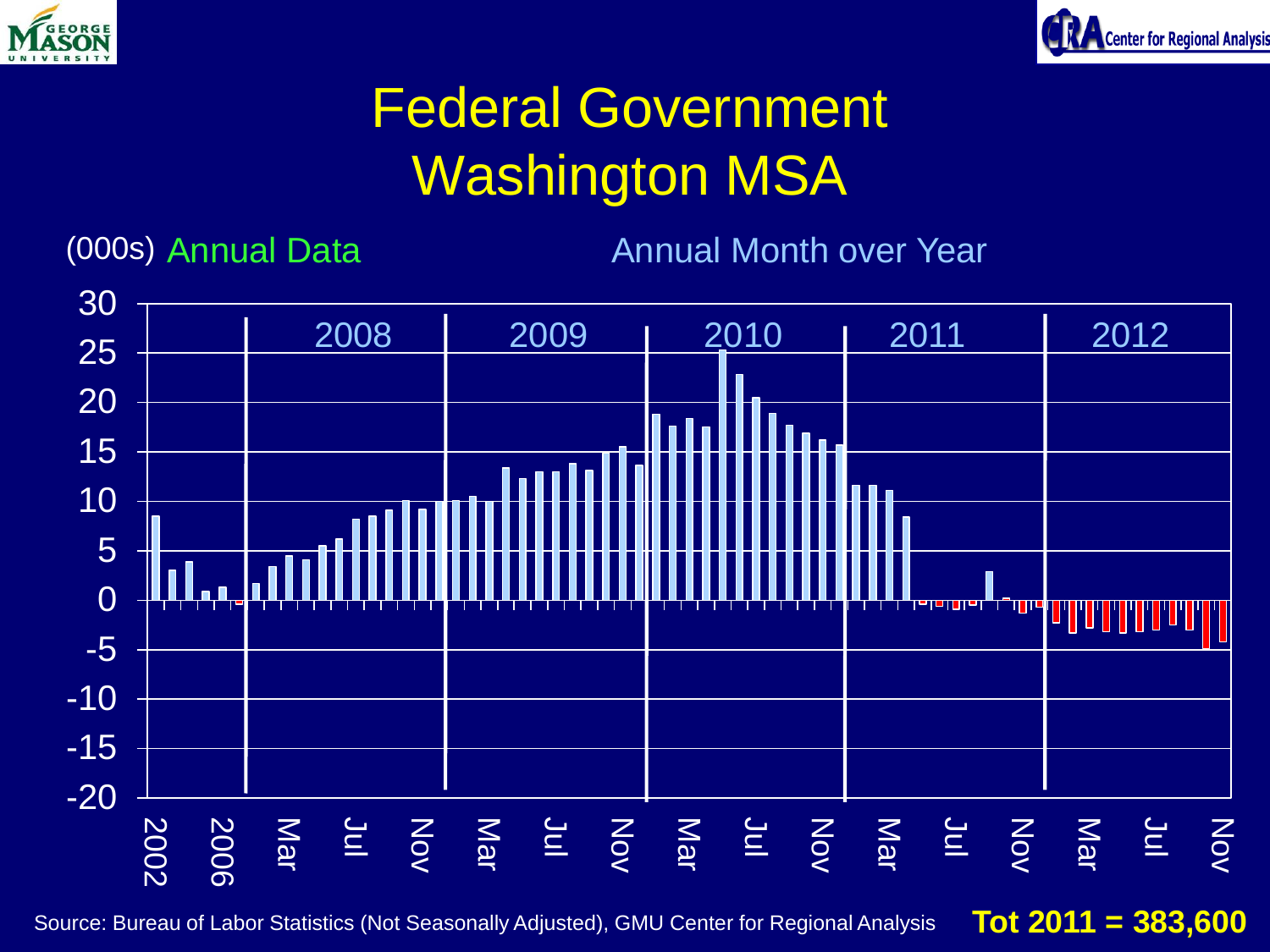# Federal Government Washington MSA

(000s) Annual Data — Annual Month over Year

Source: Bureau of Labor Statistics (Not Seasonally Adjusted), GMU Center for Regional Analysis

**Tot 2011 = 383,600**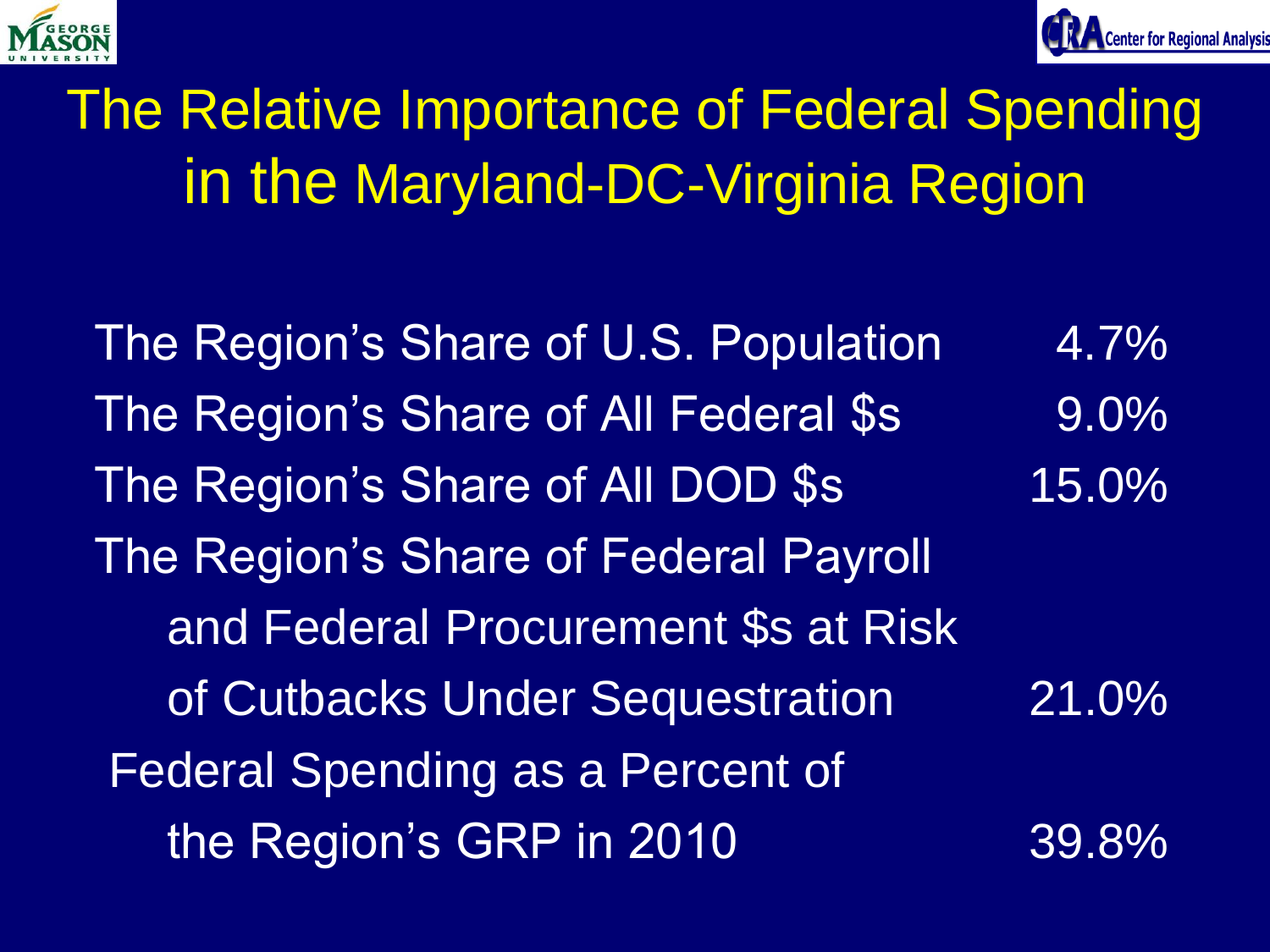# The Relative Importance of Federal Spending in the Maryland-DC-Virginia Region

| | |
|---|---|
| The Region's Share of U.S. Population | 4.7% |
| The Region's Share of All Federal $s | 9.0% |
| The Region's Share of All DOD $s | 15.0% |
| The Region's Share of Federal Payroll and Federal Procurement $s at Risk of Cutbacks Under Sequestration | 21.0% |
| Federal Spending as a Percent of the Region's GRP in 2010 | 39.8% |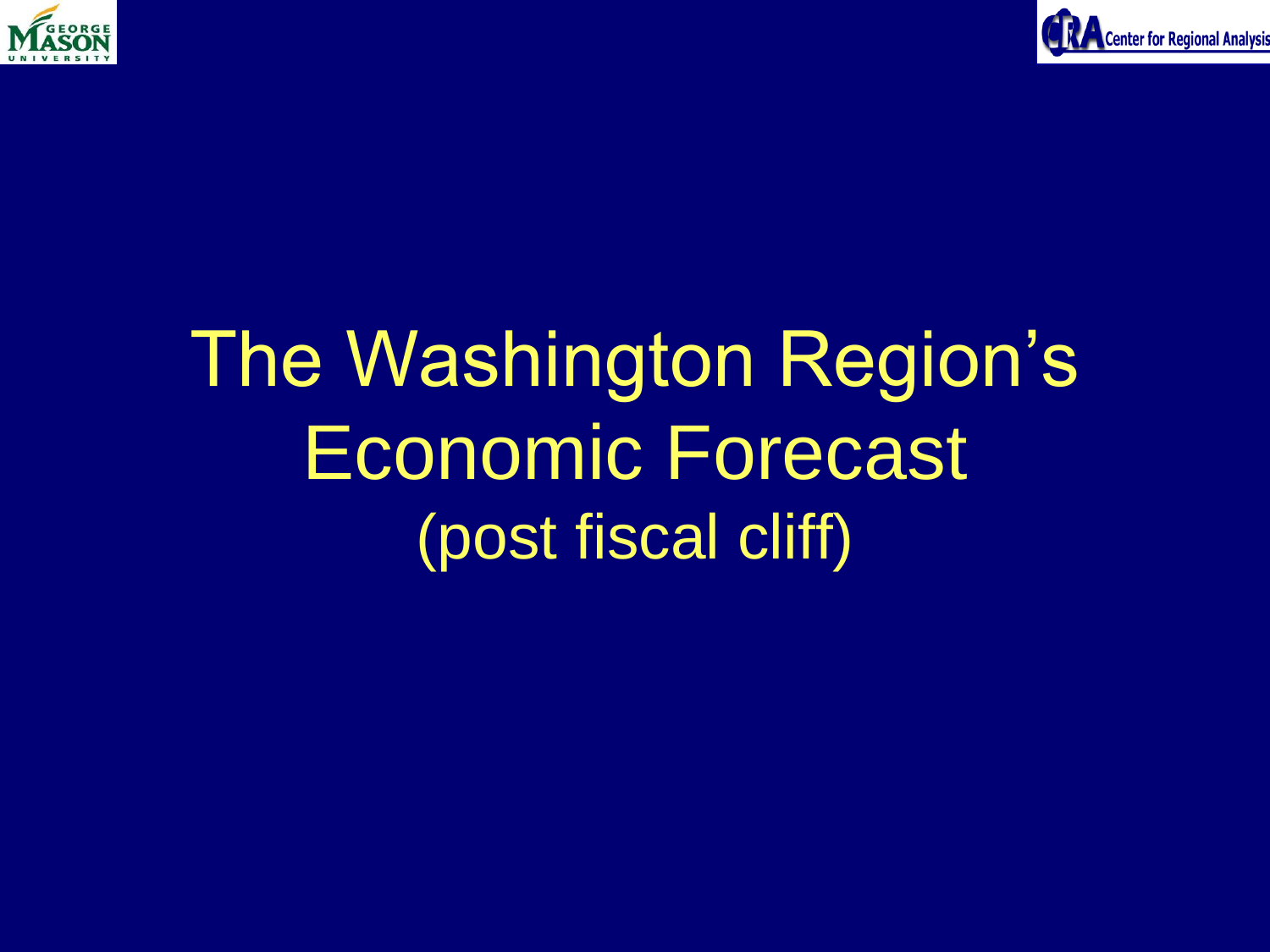# The Washington Region's Economic Forecast

(post fiscal cliff)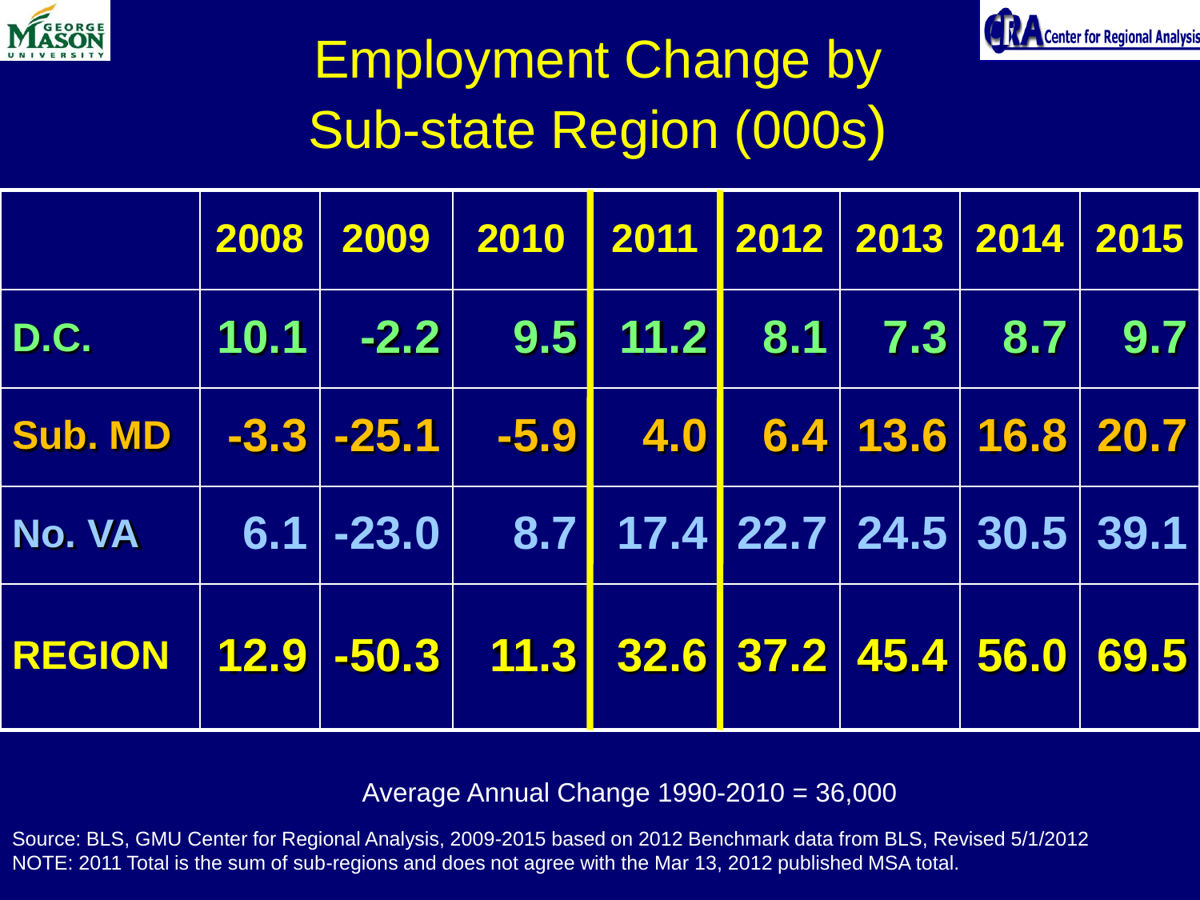# Employment Change by Sub-state Region (000s)

| | 2008 | 2009 | 2010 | 2011 | 2012 | 2013 | 2014 | 2015 |
|---|---|---|---|---|---|---|---|---|
| **D.C.** | 10.1 | -2.2 | 9.5 | 11.2 | 8.1 | 7.3 | 8.7 | 9.7 |
| **Sub. MD** | -3.3 | -25.1 | -5.9 | 4.0 | 6.4 | 13.6 | 16.8 | 20.7 |
| **No. VA** | 6.1 | -23.0 | 8.7 | 17.4 | 22.7 | 24.5 | 30.5 | 39.1 |
| **REGION** | 12.9 | -50.3 | 11.3 | 32.6 | 37.2 | 45.4 | 56.0 | 69.5 |

Average Annual Change 1990-2010 = 36,000

Source: BLS, GMU Center for Regional Analysis, 2009-2015 based on 2012 Benchmark data from BLS, Revised 5/1/2012
NOTE: 2011 Total is the sum of sub-regions and does not agree with the Mar 13, 2012 published MSA total.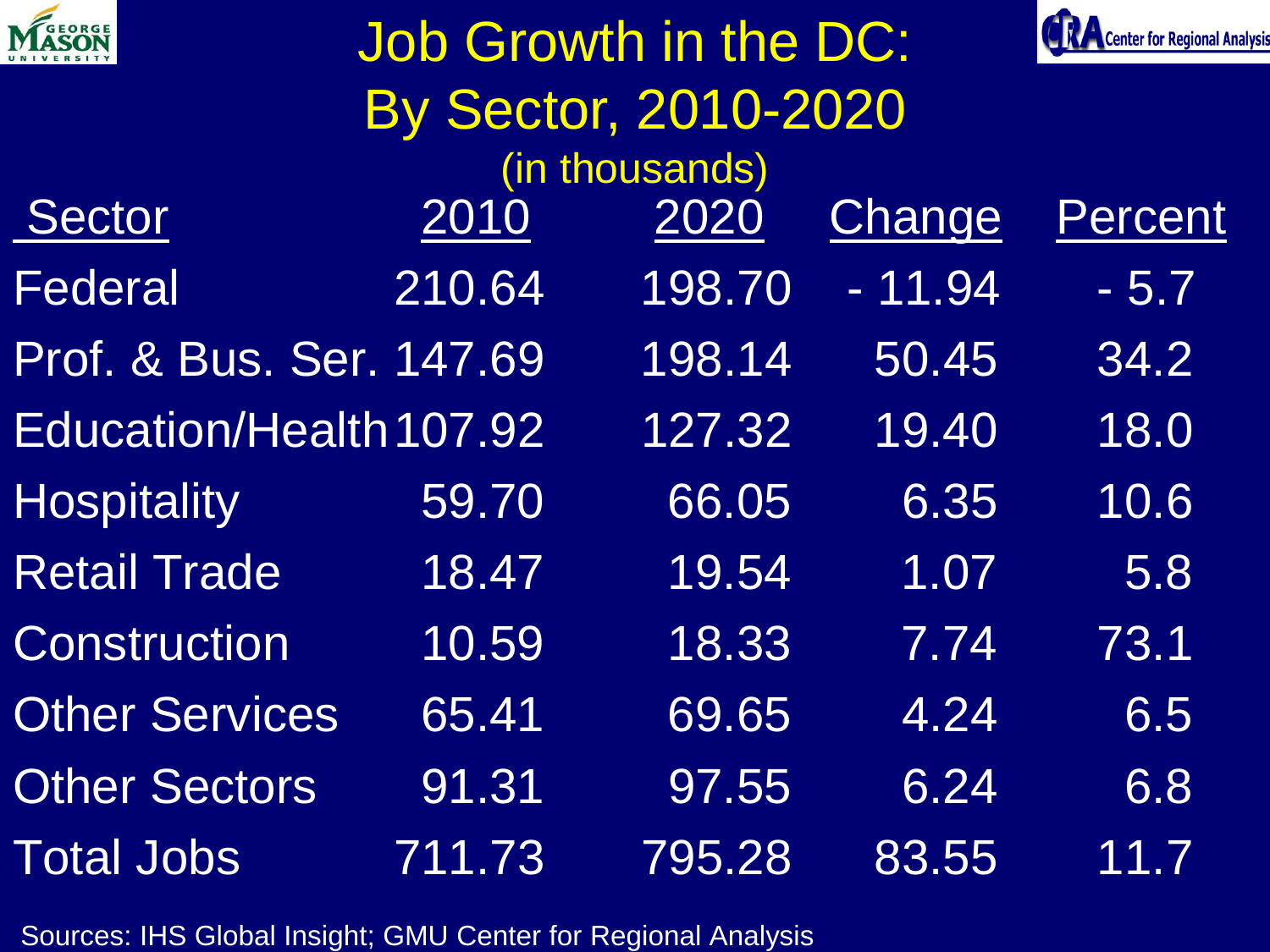# Job Growth in the DC: By Sector, 2010-2020

(in thousands)

| Sector | 2010 | 2020 | Change | Percent |
|---|---|---|---|---|
| Federal | 210.64 | 198.70 | - 11.94 | - 5.7 |
| Prof. & Bus. Ser. | 147.69 | 198.14 | 50.45 | 34.2 |
| Education/Health | 107.92 | 127.32 | 19.40 | 18.0 |
| Hospitality | 59.70 | 66.05 | 6.35 | 10.6 |
| Retail Trade | 18.47 | 19.54 | 1.07 | 5.8 |
| Construction | 10.59 | 18.33 | 7.74 | 73.1 |
| Other Services | 65.41 | 69.65 | 4.24 | 6.5 |
| Other Sectors | 91.31 | 97.55 | 6.24 | 6.8 |
| Total Jobs | 711.73 | 795.28 | 83.55 | 11.7 |

Sources: IHS Global Insight; GMU Center for Regional Analysis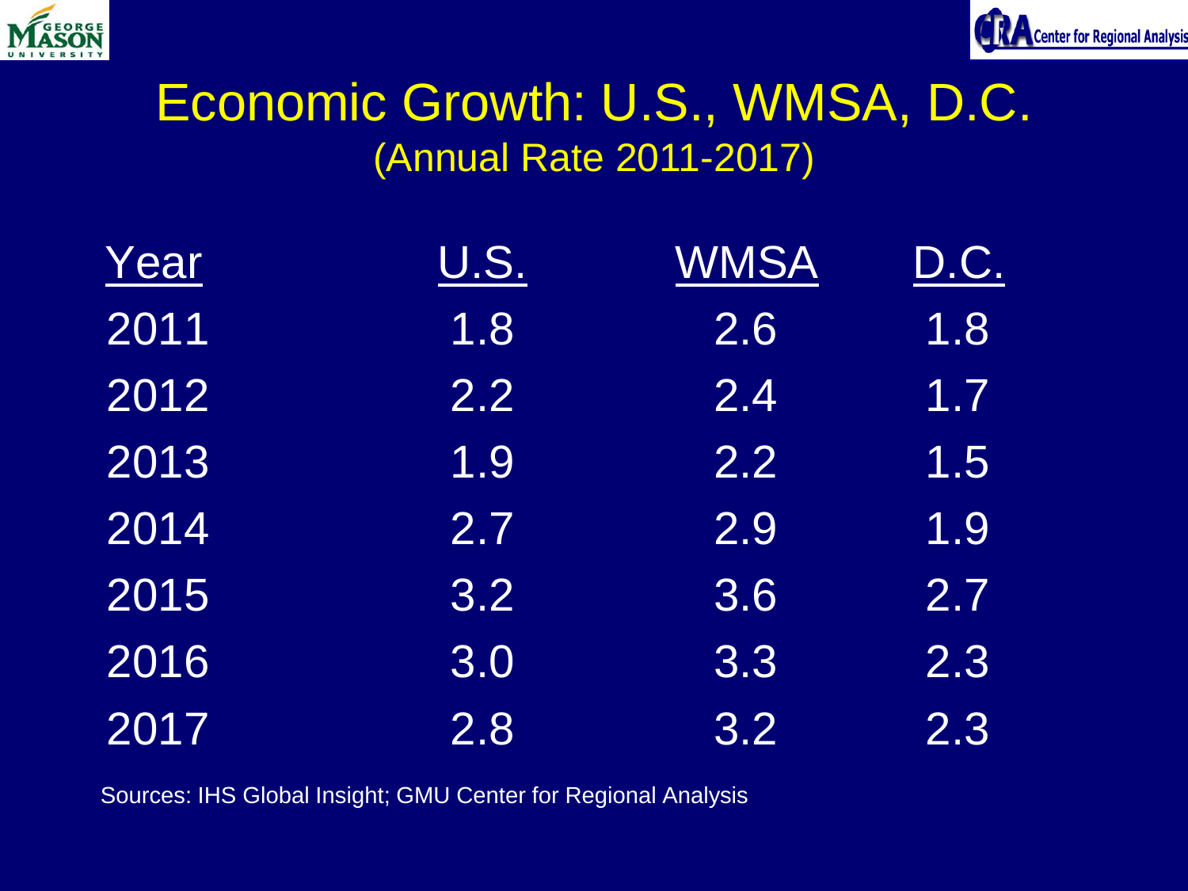# Economic Growth: U.S., WMSA, D.C.

## (Annual Rate 2011-2017)

| Year | U.S. | WMSA | D.C. |
|---|---|---|---|
| 2011 | 1.8 | 2.6 | 1.8 |
| 2012 | 2.2 | 2.4 | 1.7 |
| 2013 | 1.9 | 2.2 | 1.5 |
| 2014 | 2.7 | 2.9 | 1.9 |
| 2015 | 3.2 | 3.6 | 2.7 |
| 2016 | 3.0 | 3.3 | 2.3 |
| 2017 | 2.8 | 3.2 | 2.3 |

Sources: IHS Global Insight; GMU Center for Regional Analysis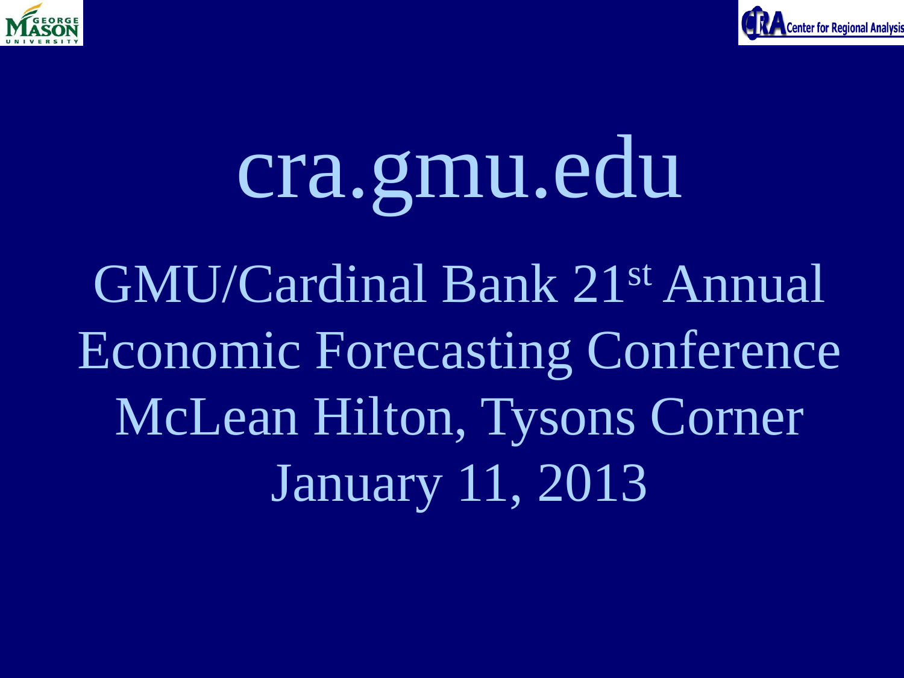# cra.gmu.edu

GMU/Cardinal Bank 21st Annual Economic Forecasting Conference

McLean Hilton, Tysons Corner

January 11, 2013